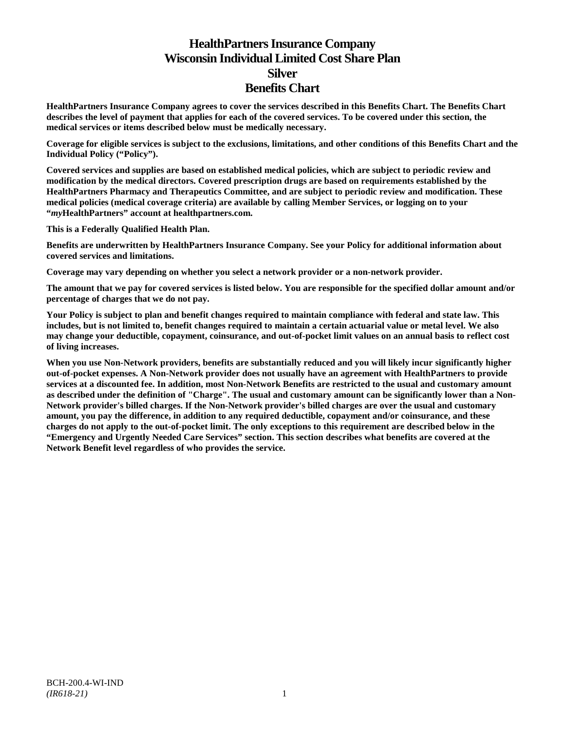# HealthPartners Insurance Company
# Wisconsin Individual Limited Cost Share Plan
# Silver
# Benefits Chart

**HealthPartners Insurance Company agrees to cover the services described in this Benefits Chart. The Benefits Chart describes the level of payment that applies for each of the covered services. To be covered under this section, the medical services or items described below must be medically necessary.**

**Coverage for eligible services is subject to the exclusions, limitations, and other conditions of this Benefits Chart and the Individual Policy ("Policy").**

**Covered services and supplies are based on established medical policies, which are subject to periodic review and modification by the medical directors. Covered prescription drugs are based on requirements established by the HealthPartners Pharmacy and Therapeutics Committee, and are subject to periodic review and modification. These medical policies (medical coverage criteria) are available by calling Member Services, or logging on to your "*my*HealthPartners" account at healthpartners.com.**

**This is a Federally Qualified Health Plan.**

**Benefits are underwritten by HealthPartners Insurance Company. See your Policy for additional information about covered services and limitations.**

**Coverage may vary depending on whether you select a network provider or a non-network provider.**

**The amount that we pay for covered services is listed below. You are responsible for the specified dollar amount and/or percentage of charges that we do not pay.**

**Your Policy is subject to plan and benefit changes required to maintain compliance with federal and state law. This includes, but is not limited to, benefit changes required to maintain a certain actuarial value or metal level. We also may change your deductible, copayment, coinsurance, and out-of-pocket limit values on an annual basis to reflect cost of living increases.**

**When you use Non-Network providers, benefits are substantially reduced and you will likely incur significantly higher out-of-pocket expenses. A Non-Network provider does not usually have an agreement with HealthPartners to provide services at a discounted fee. In addition, most Non-Network Benefits are restricted to the usual and customary amount as described under the definition of "Charge". The usual and customary amount can be significantly lower than a Non-Network provider's billed charges. If the Non-Network provider's billed charges are over the usual and customary amount, you pay the difference, in addition to any required deductible, copayment and/or coinsurance, and these charges do not apply to the out-of-pocket limit. The only exceptions to this requirement are described below in the "Emergency and Urgently Needed Care Services" section. This section describes what benefits are covered at the Network Benefit level regardless of who provides the service.**

BCH-200.4-WI-IND
*(IR618-21)*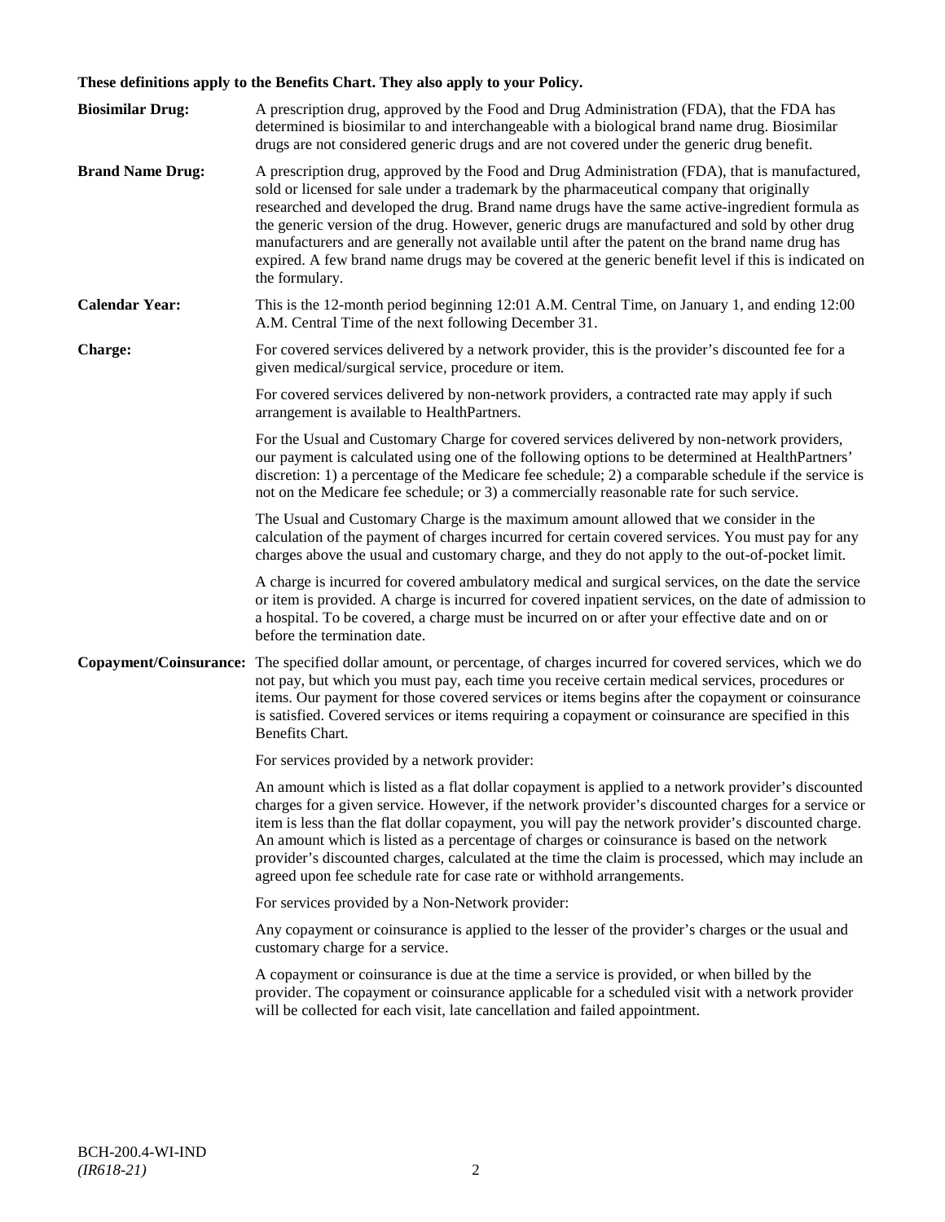**These definitions apply to the Benefits Chart. They also apply to your Policy.**

**Biosimilar Drug:** A prescription drug, approved by the Food and Drug Administration (FDA), that the FDA has determined is biosimilar to and interchangeable with a biological brand name drug. Biosimilar drugs are not considered generic drugs and are not covered under the generic drug benefit.

**Brand Name Drug:** A prescription drug, approved by the Food and Drug Administration (FDA), that is manufactured, sold or licensed for sale under a trademark by the pharmaceutical company that originally researched and developed the drug. Brand name drugs have the same active-ingredient formula as the generic version of the drug. However, generic drugs are manufactured and sold by other drug manufacturers and are generally not available until after the patent on the brand name drug has expired. A few brand name drugs may be covered at the generic benefit level if this is indicated on the formulary.

**Calendar Year:** This is the 12-month period beginning 12:01 A.M. Central Time, on January 1, and ending 12:00 A.M. Central Time of the next following December 31.

**Charge:** For covered services delivered by a network provider, this is the provider's discounted fee for a given medical/surgical service, procedure or item.

For covered services delivered by non-network providers, a contracted rate may apply if such arrangement is available to HealthPartners.

For the Usual and Customary Charge for covered services delivered by non-network providers, our payment is calculated using one of the following options to be determined at HealthPartners' discretion: 1) a percentage of the Medicare fee schedule; 2) a comparable schedule if the service is not on the Medicare fee schedule; or 3) a commercially reasonable rate for such service.

The Usual and Customary Charge is the maximum amount allowed that we consider in the calculation of the payment of charges incurred for certain covered services. You must pay for any charges above the usual and customary charge, and they do not apply to the out-of-pocket limit.

A charge is incurred for covered ambulatory medical and surgical services, on the date the service or item is provided. A charge is incurred for covered inpatient services, on the date of admission to a hospital. To be covered, a charge must be incurred on or after your effective date and on or before the termination date.

**Copayment/Coinsurance:** The specified dollar amount, or percentage, of charges incurred for covered services, which we do not pay, but which you must pay, each time you receive certain medical services, procedures or items. Our payment for those covered services or items begins after the copayment or coinsurance is satisfied. Covered services or items requiring a copayment or coinsurance are specified in this Benefits Chart.

For services provided by a network provider:

An amount which is listed as a flat dollar copayment is applied to a network provider's discounted charges for a given service. However, if the network provider's discounted charges for a service or item is less than the flat dollar copayment, you will pay the network provider's discounted charge. An amount which is listed as a percentage of charges or coinsurance is based on the network provider's discounted charges, calculated at the time the claim is processed, which may include an agreed upon fee schedule rate for case rate or withhold arrangements.

For services provided by a Non-Network provider:

Any copayment or coinsurance is applied to the lesser of the provider's charges or the usual and customary charge for a service.

A copayment or coinsurance is due at the time a service is provided, or when billed by the provider. The copayment or coinsurance applicable for a scheduled visit with a network provider will be collected for each visit, late cancellation and failed appointment.

BCH-200.4-WI-IND
*(IR618-21)*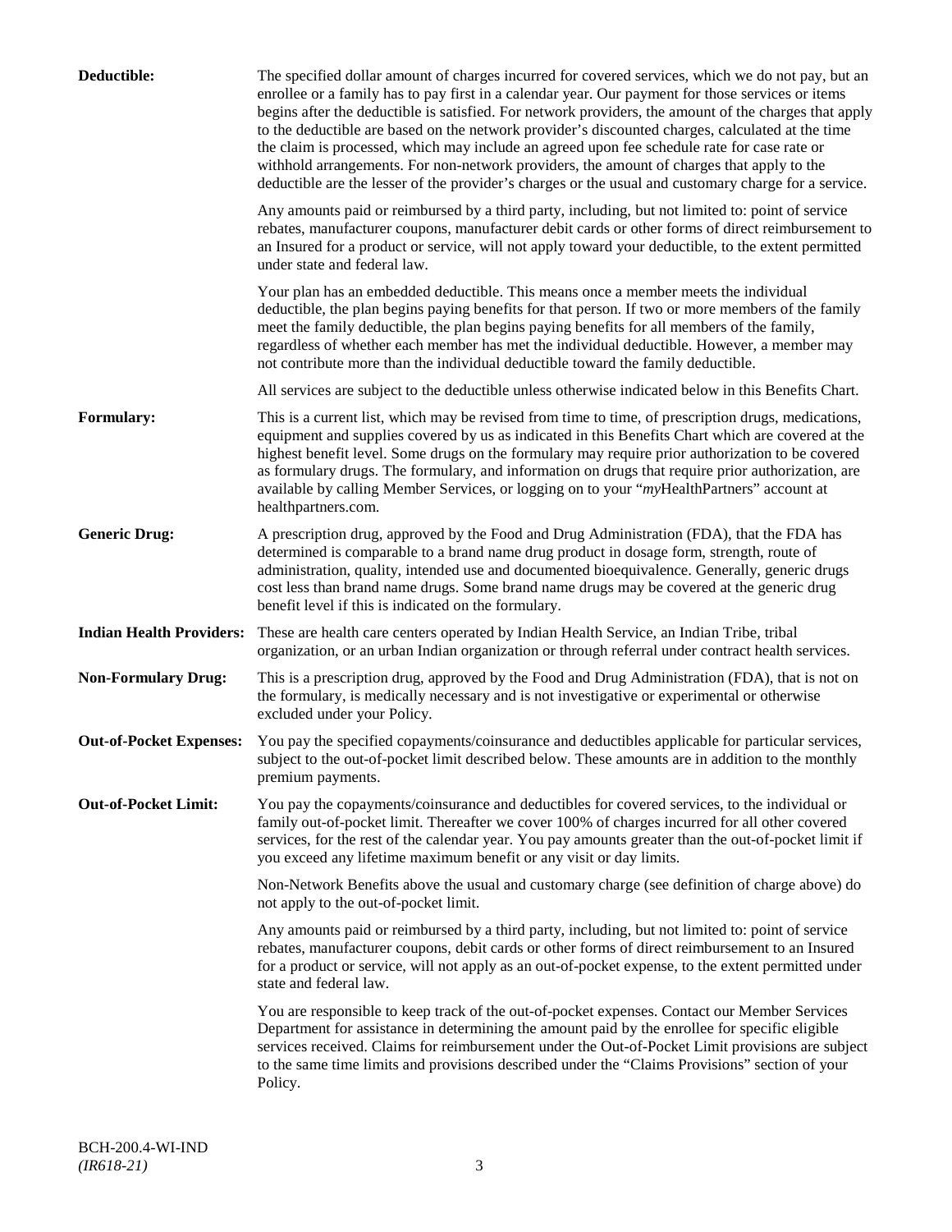**Deductible:** The specified dollar amount of charges incurred for covered services, which we do not pay, but an enrollee or a family has to pay first in a calendar year. Our payment for those services or items begins after the deductible is satisfied. For network providers, the amount of the charges that apply to the deductible are based on the network provider's discounted charges, calculated at the time the claim is processed, which may include an agreed upon fee schedule rate for case rate or withhold arrangements. For non-network providers, the amount of charges that apply to the deductible are the lesser of the provider's charges or the usual and customary charge for a service.

Any amounts paid or reimbursed by a third party, including, but not limited to: point of service rebates, manufacturer coupons, manufacturer debit cards or other forms of direct reimbursement to an Insured for a product or service, will not apply toward your deductible, to the extent permitted under state and federal law.

Your plan has an embedded deductible. This means once a member meets the individual deductible, the plan begins paying benefits for that person. If two or more members of the family meet the family deductible, the plan begins paying benefits for all members of the family, regardless of whether each member has met the individual deductible. However, a member may not contribute more than the individual deductible toward the family deductible.

All services are subject to the deductible unless otherwise indicated below in this Benefits Chart.

**Formulary:** This is a current list, which may be revised from time to time, of prescription drugs, medications, equipment and supplies covered by us as indicated in this Benefits Chart which are covered at the highest benefit level. Some drugs on the formulary may require prior authorization to be covered as formulary drugs. The formulary, and information on drugs that require prior authorization, are available by calling Member Services, or logging on to your "*my*HealthPartners" account at healthpartners.com.

**Generic Drug:** A prescription drug, approved by the Food and Drug Administration (FDA), that the FDA has determined is comparable to a brand name drug product in dosage form, strength, route of administration, quality, intended use and documented bioequivalence. Generally, generic drugs cost less than brand name drugs. Some brand name drugs may be covered at the generic drug benefit level if this is indicated on the formulary.

**Indian Health Providers:** These are health care centers operated by Indian Health Service, an Indian Tribe, tribal organization, or an urban Indian organization or through referral under contract health services.

**Non-Formulary Drug:** This is a prescription drug, approved by the Food and Drug Administration (FDA), that is not on the formulary, is medically necessary and is not investigative or experimental or otherwise excluded under your Policy.

**Out-of-Pocket Expenses:** You pay the specified copayments/coinsurance and deductibles applicable for particular services, subject to the out-of-pocket limit described below. These amounts are in addition to the monthly premium payments.

**Out-of-Pocket Limit:** You pay the copayments/coinsurance and deductibles for covered services, to the individual or family out-of-pocket limit. Thereafter we cover 100% of charges incurred for all other covered services, for the rest of the calendar year. You pay amounts greater than the out-of-pocket limit if you exceed any lifetime maximum benefit or any visit or day limits.

Non-Network Benefits above the usual and customary charge (see definition of charge above) do not apply to the out-of-pocket limit.

Any amounts paid or reimbursed by a third party, including, but not limited to: point of service rebates, manufacturer coupons, debit cards or other forms of direct reimbursement to an Insured for a product or service, will not apply as an out-of-pocket expense, to the extent permitted under state and federal law.

You are responsible to keep track of the out-of-pocket expenses. Contact our Member Services Department for assistance in determining the amount paid by the enrollee for specific eligible services received. Claims for reimbursement under the Out-of-Pocket Limit provisions are subject to the same time limits and provisions described under the "Claims Provisions" section of your Policy.

BCH-200.4-WI-IND
*(IR618-21)*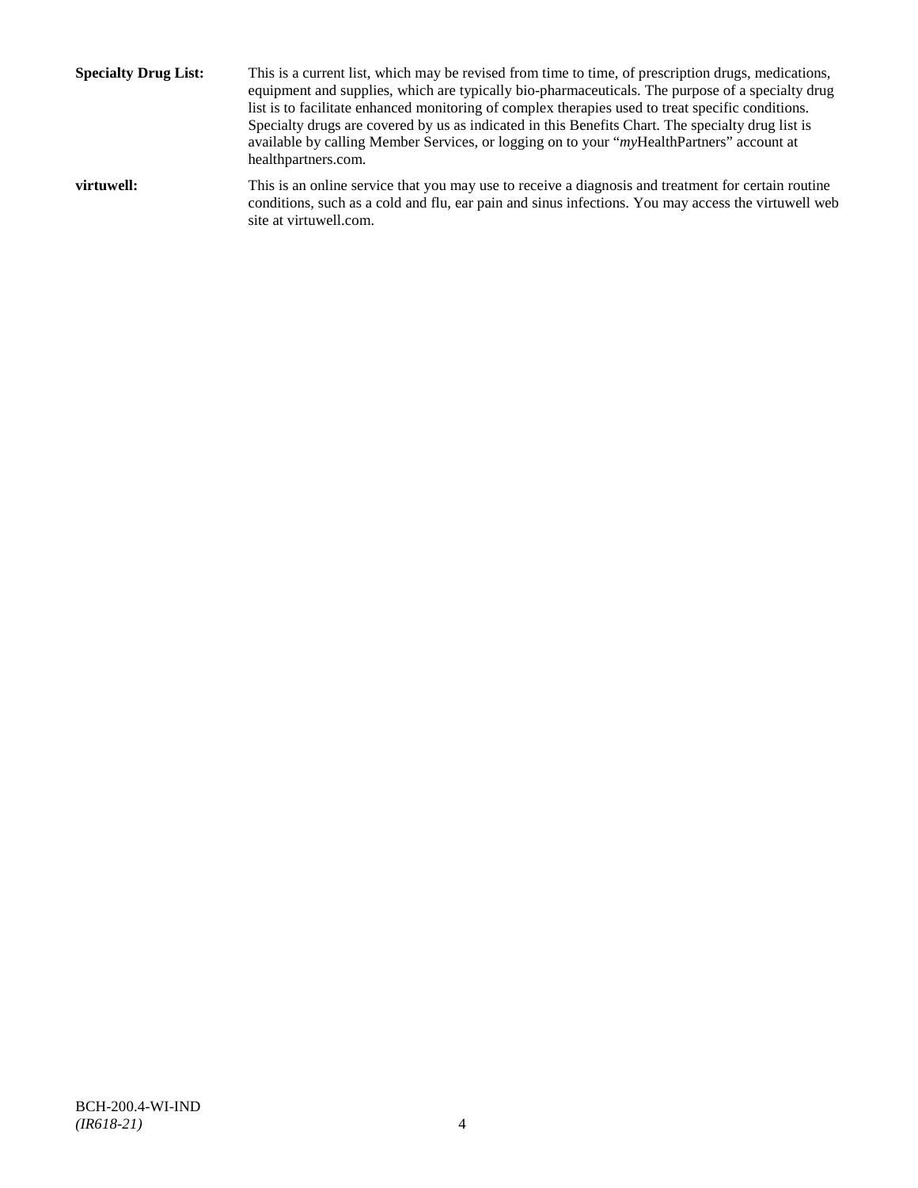**Specialty Drug List:** This is a current list, which may be revised from time to time, of prescription drugs, medications, equipment and supplies, which are typically bio-pharmaceuticals. The purpose of a specialty drug list is to facilitate enhanced monitoring of complex therapies used to treat specific conditions. Specialty drugs are covered by us as indicated in this Benefits Chart. The specialty drug list is available by calling Member Services, or logging on to your "*my*HealthPartners" account at healthpartners.com.

**virtuwell:** This is an online service that you may use to receive a diagnosis and treatment for certain routine conditions, such as a cold and flu, ear pain and sinus infections. You may access the virtuwell web site at virtuwell.com.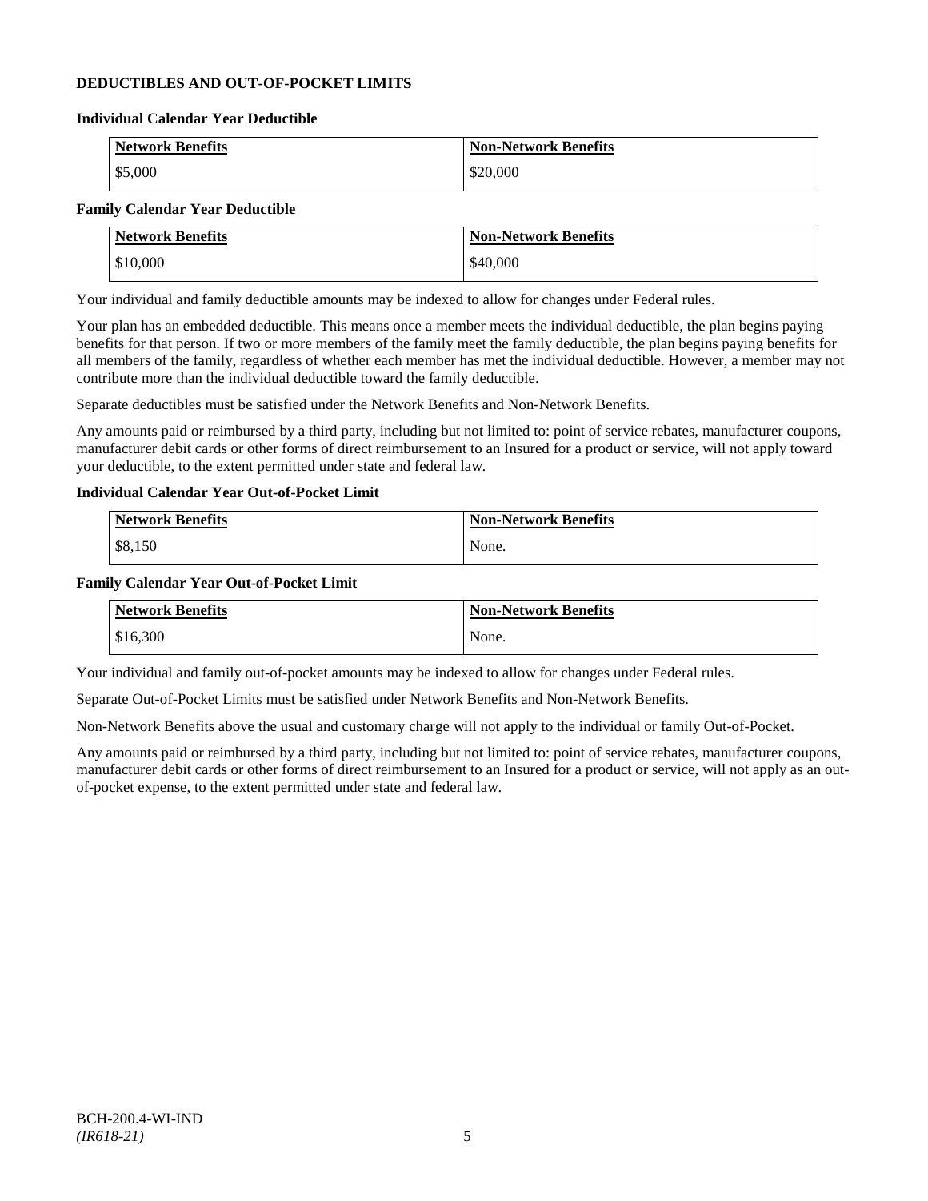## DEDUCTIBLES AND OUT-OF-POCKET LIMITS

### Individual Calendar Year Deductible

| Network Benefits | Non-Network Benefits |
|---|---|
| $5,000 | $20,000 |

### Family Calendar Year Deductible

| Network Benefits | Non-Network Benefits |
|---|---|
| $10,000 | $40,000 |

Your individual and family deductible amounts may be indexed to allow for changes under Federal rules.

Your plan has an embedded deductible. This means once a member meets the individual deductible, the plan begins paying benefits for that person. If two or more members of the family meet the family deductible, the plan begins paying benefits for all members of the family, regardless of whether each member has met the individual deductible. However, a member may not contribute more than the individual deductible toward the family deductible.

Separate deductibles must be satisfied under the Network Benefits and Non-Network Benefits.

Any amounts paid or reimbursed by a third party, including but not limited to: point of service rebates, manufacturer coupons, manufacturer debit cards or other forms of direct reimbursement to an Insured for a product or service, will not apply toward your deductible, to the extent permitted under state and federal law.

### Individual Calendar Year Out-of-Pocket Limit

| Network Benefits | Non-Network Benefits |
|---|---|
| $8,150 | None. |

### Family Calendar Year Out-of-Pocket Limit

| Network Benefits | Non-Network Benefits |
|---|---|
| $16,300 | None. |

Your individual and family out-of-pocket amounts may be indexed to allow for changes under Federal rules.

Separate Out-of-Pocket Limits must be satisfied under Network Benefits and Non-Network Benefits.

Non-Network Benefits above the usual and customary charge will not apply to the individual or family Out-of-Pocket.

Any amounts paid or reimbursed by a third party, including but not limited to: point of service rebates, manufacturer coupons, manufacturer debit cards or other forms of direct reimbursement to an Insured for a product or service, will not apply as an out-of-pocket expense, to the extent permitted under state and federal law.

BCH-200.4-WI-IND
*(IR618-21)*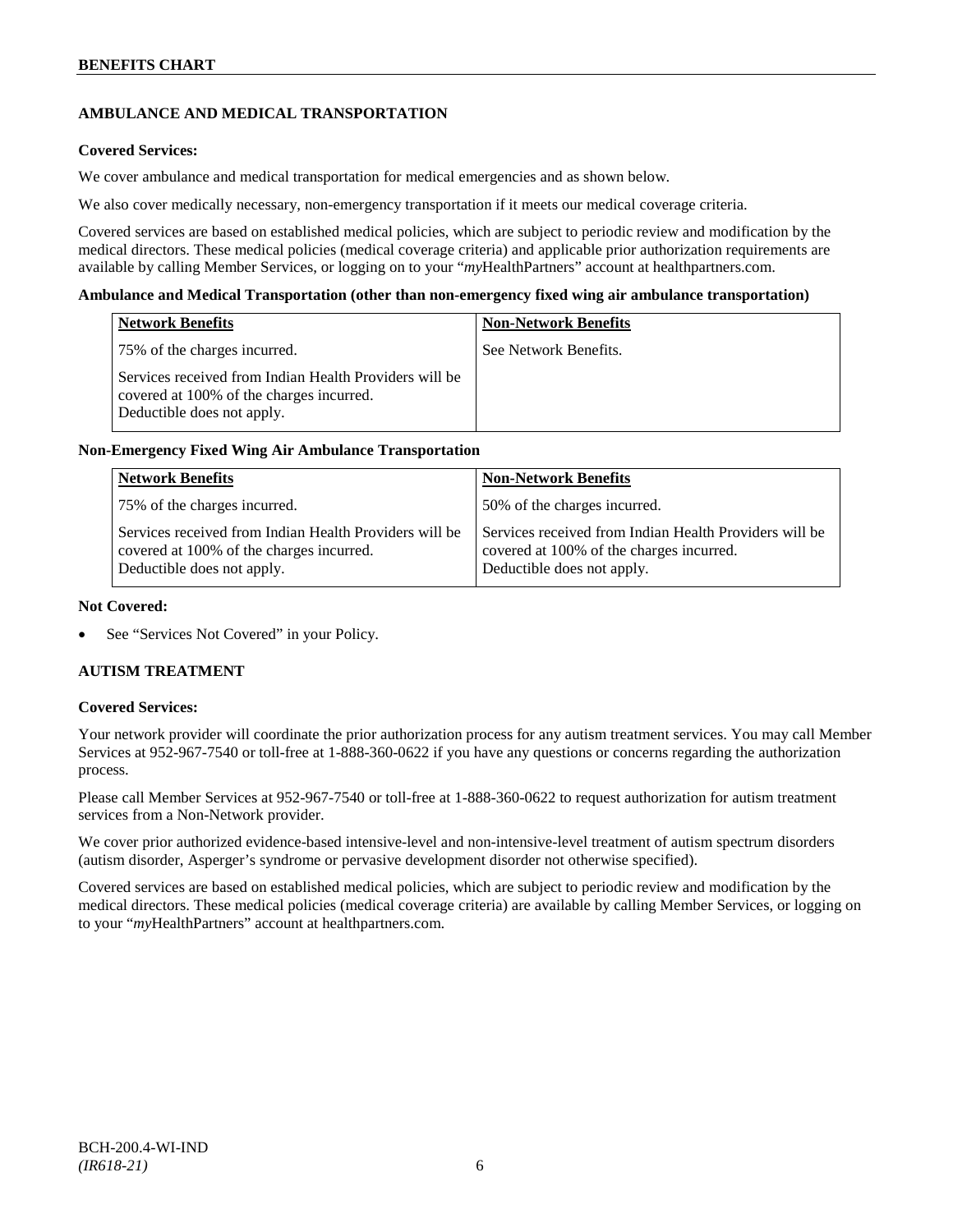## AMBULANCE AND MEDICAL TRANSPORTATION

**Covered Services:**

We cover ambulance and medical transportation for medical emergencies and as shown below.

We also cover medically necessary, non-emergency transportation if it meets our medical coverage criteria.

Covered services are based on established medical policies, which are subject to periodic review and modification by the medical directors. These medical policies (medical coverage criteria) and applicable prior authorization requirements are available by calling Member Services, or logging on to your "*my*HealthPartners" account at healthpartners.com.

**Ambulance and Medical Transportation (other than non-emergency fixed wing air ambulance transportation)**

| Network Benefits | Non-Network Benefits |
|---|---|
| 75% of the charges incurred.<br><br>Services received from Indian Health Providers will be covered at 100% of the charges incurred. Deductible does not apply. | See Network Benefits. |

**Non-Emergency Fixed Wing Air Ambulance Transportation**

| Network Benefits | Non-Network Benefits |
|---|---|
| 75% of the charges incurred.<br><br>Services received from Indian Health Providers will be covered at 100% of the charges incurred. Deductible does not apply. | 50% of the charges incurred.<br><br>Services received from Indian Health Providers will be covered at 100% of the charges incurred. Deductible does not apply. |

**Not Covered:**

- See "Services Not Covered" in your Policy.

## AUTISM TREATMENT

**Covered Services:**

Your network provider will coordinate the prior authorization process for any autism treatment services. You may call Member Services at 952-967-7540 or toll-free at 1-888-360-0622 if you have any questions or concerns regarding the authorization process.

Please call Member Services at 952-967-7540 or toll-free at 1-888-360-0622 to request authorization for autism treatment services from a Non-Network provider.

We cover prior authorized evidence-based intensive-level and non-intensive-level treatment of autism spectrum disorders (autism disorder, Asperger's syndrome or pervasive development disorder not otherwise specified).

Covered services are based on established medical policies, which are subject to periodic review and modification by the medical directors. These medical policies (medical coverage criteria) are available by calling Member Services, or logging on to your "*my*HealthPartners" account at healthpartners.com.

BCH-200.4-WI-IND
*(IR618-21)*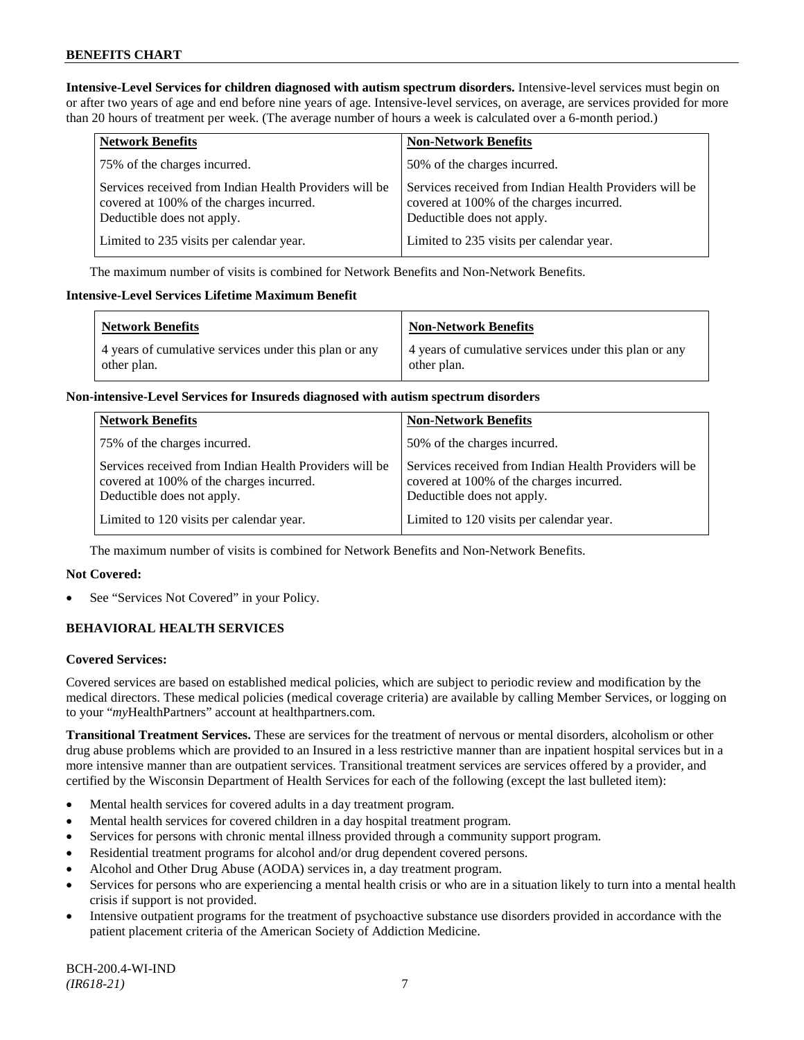**Intensive-Level Services for children diagnosed with autism spectrum disorders.** Intensive-level services must begin on or after two years of age and end before nine years of age. Intensive-level services, on average, are services provided for more than 20 hours of treatment per week. (The average number of hours a week is calculated over a 6-month period.)

| Network Benefits | Non-Network Benefits |
|---|---|
| 75% of the charges incurred. | 50% of the charges incurred. |
| Services received from Indian Health Providers will be covered at 100% of the charges incurred. Deductible does not apply. | Services received from Indian Health Providers will be covered at 100% of the charges incurred. Deductible does not apply. |
| Limited to 235 visits per calendar year. | Limited to 235 visits per calendar year. |

The maximum number of visits is combined for Network Benefits and Non-Network Benefits.

**Intensive-Level Services Lifetime Maximum Benefit**

| Network Benefits | Non-Network Benefits |
|---|---|
| 4 years of cumulative services under this plan or any other plan. | 4 years of cumulative services under this plan or any other plan. |

**Non-intensive-Level Services for Insureds diagnosed with autism spectrum disorders**

| Network Benefits | Non-Network Benefits |
|---|---|
| 75% of the charges incurred. | 50% of the charges incurred. |
| Services received from Indian Health Providers will be covered at 100% of the charges incurred. Deductible does not apply. | Services received from Indian Health Providers will be covered at 100% of the charges incurred. Deductible does not apply. |
| Limited to 120 visits per calendar year. | Limited to 120 visits per calendar year. |

The maximum number of visits is combined for Network Benefits and Non-Network Benefits.

**Not Covered:**

- See "Services Not Covered" in your Policy.

## BEHAVIORAL HEALTH SERVICES

**Covered Services:**

Covered services are based on established medical policies, which are subject to periodic review and modification by the medical directors. These medical policies (medical coverage criteria) are available by calling Member Services, or logging on to your "*my*HealthPartners" account at healthpartners.com.

**Transitional Treatment Services.** These are services for the treatment of nervous or mental disorders, alcoholism or other drug abuse problems which are provided to an Insured in a less restrictive manner than are inpatient hospital services but in a more intensive manner than are outpatient services. Transitional treatment services are services offered by a provider, and certified by the Wisconsin Department of Health Services for each of the following (except the last bulleted item):

- Mental health services for covered adults in a day treatment program.
- Mental health services for covered children in a day hospital treatment program.
- Services for persons with chronic mental illness provided through a community support program.
- Residential treatment programs for alcohol and/or drug dependent covered persons.
- Alcohol and Other Drug Abuse (AODA) services in, a day treatment program.
- Services for persons who are experiencing a mental health crisis or who are in a situation likely to turn into a mental health crisis if support is not provided.
- Intensive outpatient programs for the treatment of psychoactive substance use disorders provided in accordance with the patient placement criteria of the American Society of Addiction Medicine.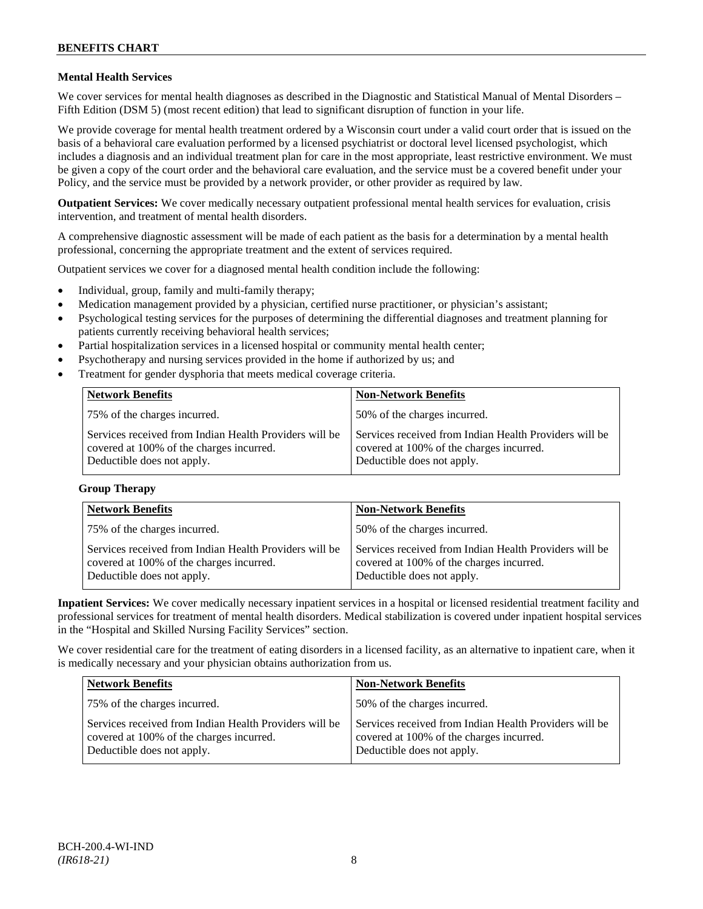### Mental Health Services

We cover services for mental health diagnoses as described in the Diagnostic and Statistical Manual of Mental Disorders – Fifth Edition (DSM 5) (most recent edition) that lead to significant disruption of function in your life.

We provide coverage for mental health treatment ordered by a Wisconsin court under a valid court order that is issued on the basis of a behavioral care evaluation performed by a licensed psychiatrist or doctoral level licensed psychologist, which includes a diagnosis and an individual treatment plan for care in the most appropriate, least restrictive environment. We must be given a copy of the court order and the behavioral care evaluation, and the service must be a covered benefit under your Policy, and the service must be provided by a network provider, or other provider as required by law.

**Outpatient Services:** We cover medically necessary outpatient professional mental health services for evaluation, crisis intervention, and treatment of mental health disorders.

A comprehensive diagnostic assessment will be made of each patient as the basis for a determination by a mental health professional, concerning the appropriate treatment and the extent of services required.

Outpatient services we cover for a diagnosed mental health condition include the following:

- Individual, group, family and multi-family therapy;
- Medication management provided by a physician, certified nurse practitioner, or physician's assistant;
- Psychological testing services for the purposes of determining the differential diagnoses and treatment planning for patients currently receiving behavioral health services;
- Partial hospitalization services in a licensed hospital or community mental health center;
- Psychotherapy and nursing services provided in the home if authorized by us; and
- Treatment for gender dysphoria that meets medical coverage criteria.

| Network Benefits | Non-Network Benefits |
|---|---|
| 75% of the charges incurred. | 50% of the charges incurred. |
| Services received from Indian Health Providers will be covered at 100% of the charges incurred. Deductible does not apply. | Services received from Indian Health Providers will be covered at 100% of the charges incurred. Deductible does not apply. |

**Group Therapy**

| Network Benefits | Non-Network Benefits |
|---|---|
| 75% of the charges incurred. | 50% of the charges incurred. |
| Services received from Indian Health Providers will be covered at 100% of the charges incurred. Deductible does not apply. | Services received from Indian Health Providers will be covered at 100% of the charges incurred. Deductible does not apply. |

**Inpatient Services:** We cover medically necessary inpatient services in a hospital or licensed residential treatment facility and professional services for treatment of mental health disorders. Medical stabilization is covered under inpatient hospital services in the "Hospital and Skilled Nursing Facility Services" section.

We cover residential care for the treatment of eating disorders in a licensed facility, as an alternative to inpatient care, when it is medically necessary and your physician obtains authorization from us.

| Network Benefits | Non-Network Benefits |
|---|---|
| 75% of the charges incurred. | 50% of the charges incurred. |
| Services received from Indian Health Providers will be covered at 100% of the charges incurred. Deductible does not apply. | Services received from Indian Health Providers will be covered at 100% of the charges incurred. Deductible does not apply. |

BCH-200.4-WI-IND
*(IR618-21)*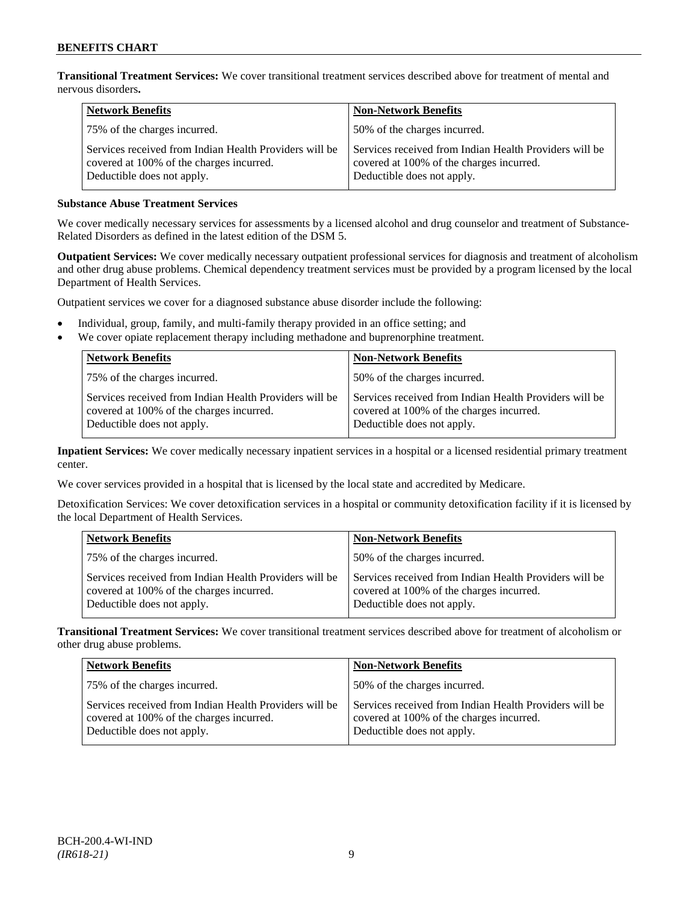**Transitional Treatment Services:** We cover transitional treatment services described above for treatment of mental and nervous disorders**.**

| Network Benefits | Non-Network Benefits |
|---|---|
| 75% of the charges incurred. | 50% of the charges incurred. |
| Services received from Indian Health Providers will be covered at 100% of the charges incurred. Deductible does not apply. | Services received from Indian Health Providers will be covered at 100% of the charges incurred. Deductible does not apply. |

**Substance Abuse Treatment Services**

We cover medically necessary services for assessments by a licensed alcohol and drug counselor and treatment of Substance-Related Disorders as defined in the latest edition of the DSM 5.

**Outpatient Services:** We cover medically necessary outpatient professional services for diagnosis and treatment of alcoholism and other drug abuse problems. Chemical dependency treatment services must be provided by a program licensed by the local Department of Health Services.

Outpatient services we cover for a diagnosed substance abuse disorder include the following:

- Individual, group, family, and multi-family therapy provided in an office setting; and
- We cover opiate replacement therapy including methadone and buprenorphine treatment.

| Network Benefits | Non-Network Benefits |
|---|---|
| 75% of the charges incurred. | 50% of the charges incurred. |
| Services received from Indian Health Providers will be covered at 100% of the charges incurred. Deductible does not apply. | Services received from Indian Health Providers will be covered at 100% of the charges incurred. Deductible does not apply. |

**Inpatient Services:** We cover medically necessary inpatient services in a hospital or a licensed residential primary treatment center.

We cover services provided in a hospital that is licensed by the local state and accredited by Medicare.

Detoxification Services: We cover detoxification services in a hospital or community detoxification facility if it is licensed by the local Department of Health Services.

| Network Benefits | Non-Network Benefits |
|---|---|
| 75% of the charges incurred. | 50% of the charges incurred. |
| Services received from Indian Health Providers will be covered at 100% of the charges incurred. Deductible does not apply. | Services received from Indian Health Providers will be covered at 100% of the charges incurred. Deductible does not apply. |

**Transitional Treatment Services:** We cover transitional treatment services described above for treatment of alcoholism or other drug abuse problems.

| Network Benefits | Non-Network Benefits |
|---|---|
| 75% of the charges incurred. | 50% of the charges incurred. |
| Services received from Indian Health Providers will be covered at 100% of the charges incurred. Deductible does not apply. | Services received from Indian Health Providers will be covered at 100% of the charges incurred. Deductible does not apply. |

BCH-200.4-WI-IND
*(IR618-21)*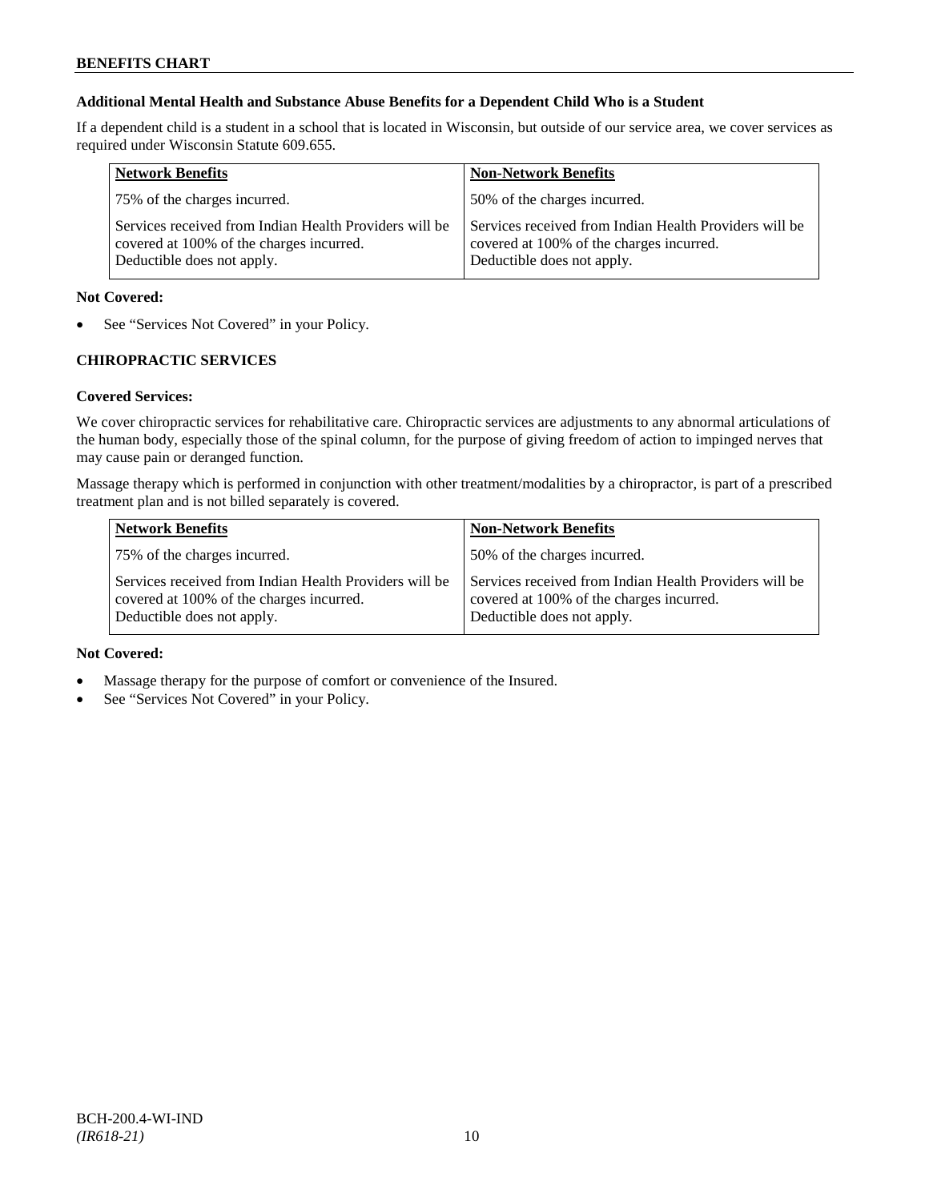**Additional Mental Health and Substance Abuse Benefits for a Dependent Child Who is a Student**

If a dependent child is a student in a school that is located in Wisconsin, but outside of our service area, we cover services as required under Wisconsin Statute 609.655.

| Network Benefits | Non-Network Benefits |
|---|---|
| 75% of the charges incurred. | 50% of the charges incurred. |
| Services received from Indian Health Providers will be covered at 100% of the charges incurred. Deductible does not apply. | Services received from Indian Health Providers will be covered at 100% of the charges incurred. Deductible does not apply. |

**Not Covered:**

- See "Services Not Covered" in your Policy.

## CHIROPRACTIC SERVICES

**Covered Services:**

We cover chiropractic services for rehabilitative care. Chiropractic services are adjustments to any abnormal articulations of the human body, especially those of the spinal column, for the purpose of giving freedom of action to impinged nerves that may cause pain or deranged function.

Massage therapy which is performed in conjunction with other treatment/modalities by a chiropractor, is part of a prescribed treatment plan and is not billed separately is covered.

| Network Benefits | Non-Network Benefits |
|---|---|
| 75% of the charges incurred. | 50% of the charges incurred. |
| Services received from Indian Health Providers will be covered at 100% of the charges incurred. Deductible does not apply. | Services received from Indian Health Providers will be covered at 100% of the charges incurred. Deductible does not apply. |

**Not Covered:**

- Massage therapy for the purpose of comfort or convenience of the Insured.
- See "Services Not Covered" in your Policy.

BCH-200.4-WI-IND
*(IR618-21)*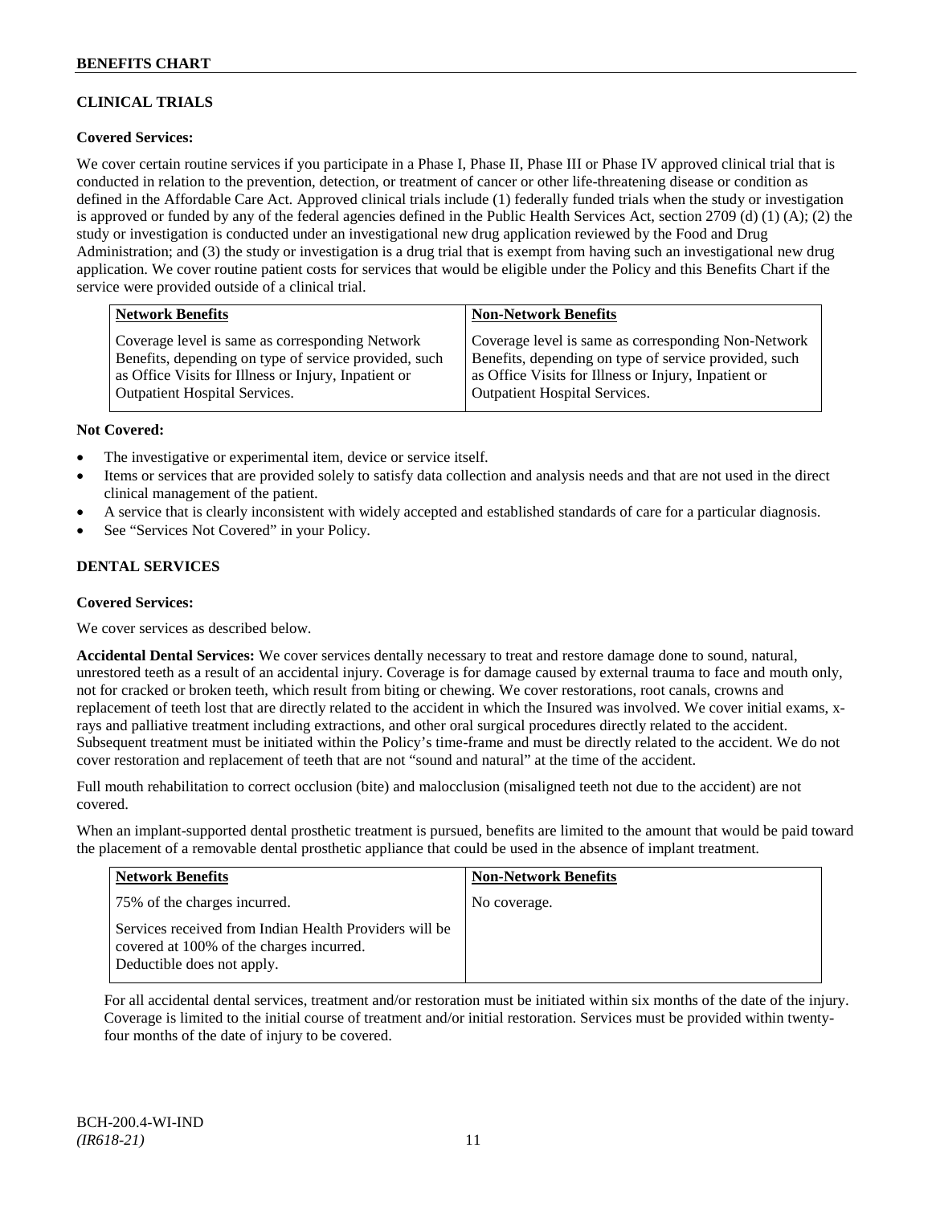## CLINICAL TRIALS

**Covered Services:**

We cover certain routine services if you participate in a Phase I, Phase II, Phase III or Phase IV approved clinical trial that is conducted in relation to the prevention, detection, or treatment of cancer or other life-threatening disease or condition as defined in the Affordable Care Act. Approved clinical trials include (1) federally funded trials when the study or investigation is approved or funded by any of the federal agencies defined in the Public Health Services Act, section 2709 (d) (1) (A); (2) the study or investigation is conducted under an investigational new drug application reviewed by the Food and Drug Administration; and (3) the study or investigation is a drug trial that is exempt from having such an investigational new drug application. We cover routine patient costs for services that would be eligible under the Policy and this Benefits Chart if the service were provided outside of a clinical trial.

| Network Benefits | Non-Network Benefits |
|---|---|
| Coverage level is same as corresponding Network Benefits, depending on type of service provided, such as Office Visits for Illness or Injury, Inpatient or Outpatient Hospital Services. | Coverage level is same as corresponding Non-Network Benefits, depending on type of service provided, such as Office Visits for Illness or Injury, Inpatient or Outpatient Hospital Services. |

**Not Covered:**

- The investigative or experimental item, device or service itself.
- Items or services that are provided solely to satisfy data collection and analysis needs and that are not used in the direct clinical management of the patient.
- A service that is clearly inconsistent with widely accepted and established standards of care for a particular diagnosis.
- See "Services Not Covered" in your Policy.

## DENTAL SERVICES

**Covered Services:**

We cover services as described below.

**Accidental Dental Services:** We cover services dentally necessary to treat and restore damage done to sound, natural, unrestored teeth as a result of an accidental injury. Coverage is for damage caused by external trauma to face and mouth only, not for cracked or broken teeth, which result from biting or chewing. We cover restorations, root canals, crowns and replacement of teeth lost that are directly related to the accident in which the Insured was involved. We cover initial exams, x-rays and palliative treatment including extractions, and other oral surgical procedures directly related to the accident. Subsequent treatment must be initiated within the Policy's time-frame and must be directly related to the accident. We do not cover restoration and replacement of teeth that are not "sound and natural" at the time of the accident.

Full mouth rehabilitation to correct occlusion (bite) and malocclusion (misaligned teeth not due to the accident) are not covered.

When an implant-supported dental prosthetic treatment is pursued, benefits are limited to the amount that would be paid toward the placement of a removable dental prosthetic appliance that could be used in the absence of implant treatment.

| Network Benefits | Non-Network Benefits |
|---|---|
| 75% of the charges incurred.<br><br>Services received from Indian Health Providers will be covered at 100% of the charges incurred. Deductible does not apply. | No coverage. |

For all accidental dental services, treatment and/or restoration must be initiated within six months of the date of the injury. Coverage is limited to the initial course of treatment and/or initial restoration. Services must be provided within twenty-four months of the date of injury to be covered.

BCH-200.4-WI-IND
*(IR618-21)*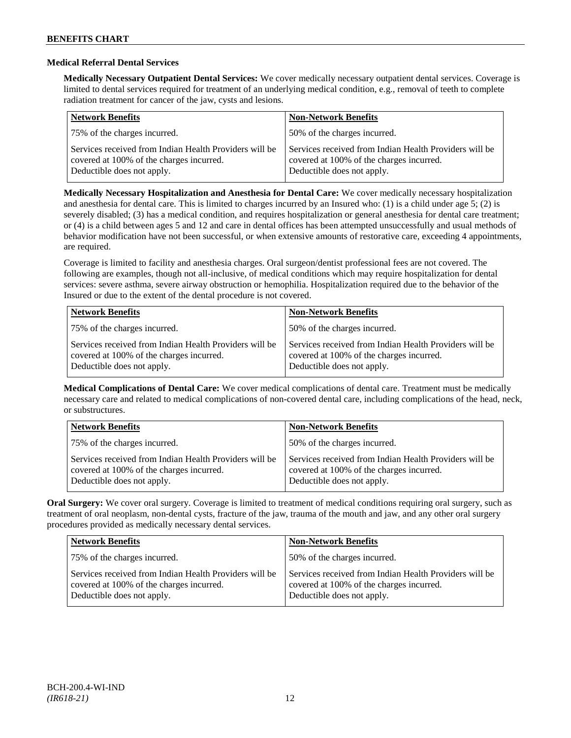### Medical Referral Dental Services

**Medically Necessary Outpatient Dental Services:** We cover medically necessary outpatient dental services. Coverage is limited to dental services required for treatment of an underlying medical condition, e.g., removal of teeth to complete radiation treatment for cancer of the jaw, cysts and lesions.

| Network Benefits | Non-Network Benefits |
|---|---|
| 75% of the charges incurred. | 50% of the charges incurred. |
| Services received from Indian Health Providers will be covered at 100% of the charges incurred. Deductible does not apply. | Services received from Indian Health Providers will be covered at 100% of the charges incurred. Deductible does not apply. |

**Medically Necessary Hospitalization and Anesthesia for Dental Care:** We cover medically necessary hospitalization and anesthesia for dental care. This is limited to charges incurred by an Insured who: (1) is a child under age 5; (2) is severely disabled; (3) has a medical condition, and requires hospitalization or general anesthesia for dental care treatment; or (4) is a child between ages 5 and 12 and care in dental offices has been attempted unsuccessfully and usual methods of behavior modification have not been successful, or when extensive amounts of restorative care, exceeding 4 appointments, are required.

Coverage is limited to facility and anesthesia charges. Oral surgeon/dentist professional fees are not covered. The following are examples, though not all-inclusive, of medical conditions which may require hospitalization for dental services: severe asthma, severe airway obstruction or hemophilia. Hospitalization required due to the behavior of the Insured or due to the extent of the dental procedure is not covered.

| Network Benefits | Non-Network Benefits |
|---|---|
| 75% of the charges incurred. | 50% of the charges incurred. |
| Services received from Indian Health Providers will be covered at 100% of the charges incurred. Deductible does not apply. | Services received from Indian Health Providers will be covered at 100% of the charges incurred. Deductible does not apply. |

**Medical Complications of Dental Care:** We cover medical complications of dental care. Treatment must be medically necessary care and related to medical complications of non-covered dental care, including complications of the head, neck, or substructures.

| Network Benefits | Non-Network Benefits |
|---|---|
| 75% of the charges incurred. | 50% of the charges incurred. |
| Services received from Indian Health Providers will be covered at 100% of the charges incurred. Deductible does not apply. | Services received from Indian Health Providers will be covered at 100% of the charges incurred. Deductible does not apply. |

**Oral Surgery:** We cover oral surgery. Coverage is limited to treatment of medical conditions requiring oral surgery, such as treatment of oral neoplasm, non-dental cysts, fracture of the jaw, trauma of the mouth and jaw, and any other oral surgery procedures provided as medically necessary dental services.

| Network Benefits | Non-Network Benefits |
|---|---|
| 75% of the charges incurred. | 50% of the charges incurred. |
| Services received from Indian Health Providers will be covered at 100% of the charges incurred. Deductible does not apply. | Services received from Indian Health Providers will be covered at 100% of the charges incurred. Deductible does not apply. |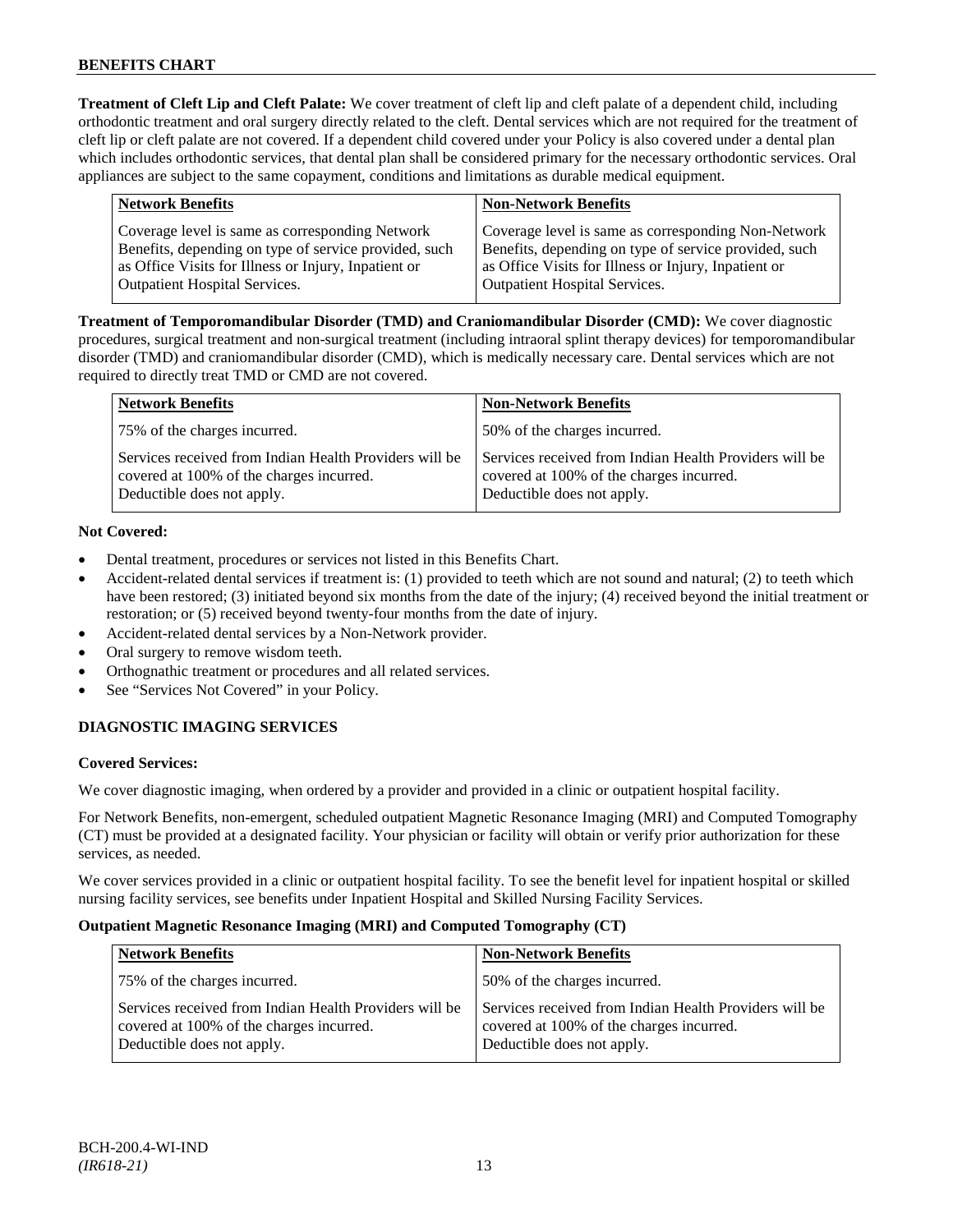**Treatment of Cleft Lip and Cleft Palate:** We cover treatment of cleft lip and cleft palate of a dependent child, including orthodontic treatment and oral surgery directly related to the cleft. Dental services which are not required for the treatment of cleft lip or cleft palate are not covered. If a dependent child covered under your Policy is also covered under a dental plan which includes orthodontic services, that dental plan shall be considered primary for the necessary orthodontic services. Oral appliances are subject to the same copayment, conditions and limitations as durable medical equipment.

| Network Benefits | Non-Network Benefits |
|---|---|
| Coverage level is same as corresponding Network Benefits, depending on type of service provided, such as Office Visits for Illness or Injury, Inpatient or Outpatient Hospital Services. | Coverage level is same as corresponding Non-Network Benefits, depending on type of service provided, such as Office Visits for Illness or Injury, Inpatient or Outpatient Hospital Services. |

**Treatment of Temporomandibular Disorder (TMD) and Craniomandibular Disorder (CMD):** We cover diagnostic procedures, surgical treatment and non-surgical treatment (including intraoral splint therapy devices) for temporomandibular disorder (TMD) and craniomandibular disorder (CMD), which is medically necessary care. Dental services which are not required to directly treat TMD or CMD are not covered.

| Network Benefits | Non-Network Benefits |
|---|---|
| 75% of the charges incurred. | 50% of the charges incurred. |
| Services received from Indian Health Providers will be covered at 100% of the charges incurred. Deductible does not apply. | Services received from Indian Health Providers will be covered at 100% of the charges incurred. Deductible does not apply. |

**Not Covered:**

- Dental treatment, procedures or services not listed in this Benefits Chart.
- Accident-related dental services if treatment is: (1) provided to teeth which are not sound and natural; (2) to teeth which have been restored; (3) initiated beyond six months from the date of the injury; (4) received beyond the initial treatment or restoration; or (5) received beyond twenty-four months from the date of injury.
- Accident-related dental services by a Non-Network provider.
- Oral surgery to remove wisdom teeth.
- Orthognathic treatment or procedures and all related services.
- See "Services Not Covered" in your Policy.

## DIAGNOSTIC IMAGING SERVICES

**Covered Services:**

We cover diagnostic imaging, when ordered by a provider and provided in a clinic or outpatient hospital facility.

For Network Benefits, non-emergent, scheduled outpatient Magnetic Resonance Imaging (MRI) and Computed Tomography (CT) must be provided at a designated facility. Your physician or facility will obtain or verify prior authorization for these services, as needed.

We cover services provided in a clinic or outpatient hospital facility. To see the benefit level for inpatient hospital or skilled nursing facility services, see benefits under Inpatient Hospital and Skilled Nursing Facility Services.

**Outpatient Magnetic Resonance Imaging (MRI) and Computed Tomography (CT)**

| Network Benefits | Non-Network Benefits |
|---|---|
| 75% of the charges incurred. | 50% of the charges incurred. |
| Services received from Indian Health Providers will be covered at 100% of the charges incurred. Deductible does not apply. | Services received from Indian Health Providers will be covered at 100% of the charges incurred. Deductible does not apply. |

BCH-200.4-WI-IND
*(IR618-21)*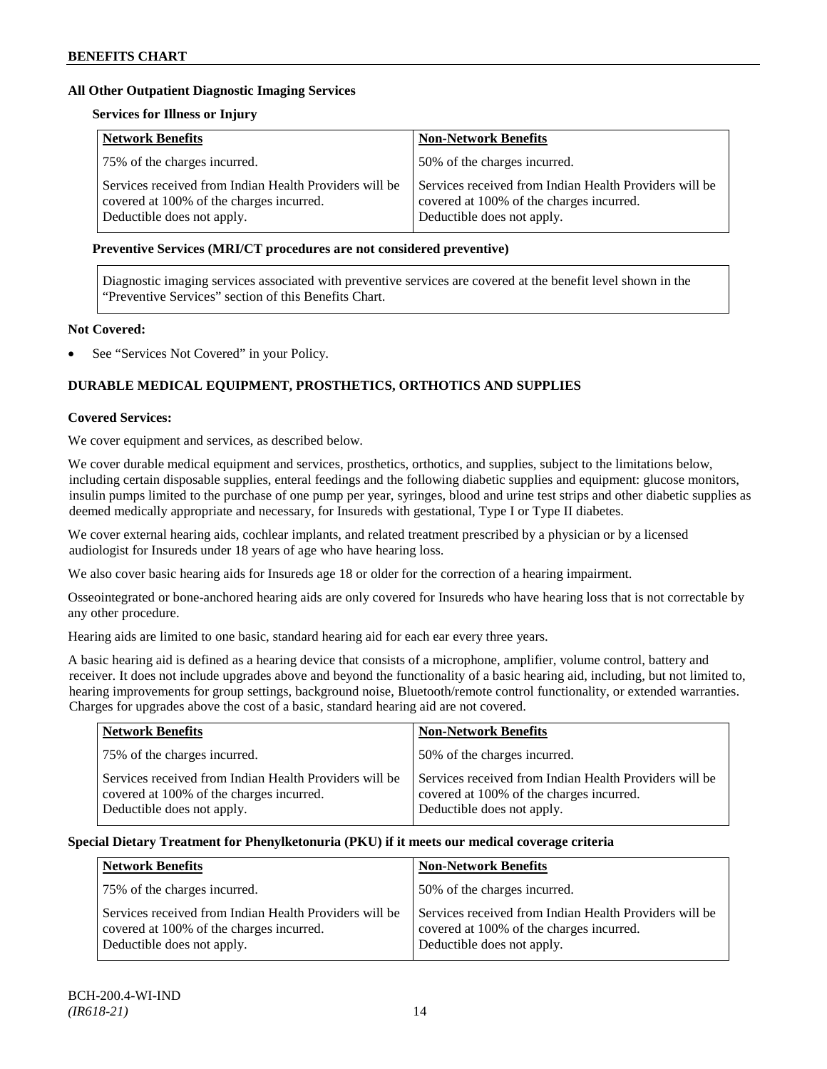**All Other Outpatient Diagnostic Imaging Services**

**Services for Illness or Injury**

| Network Benefits | Non-Network Benefits |
|---|---|
| 75% of the charges incurred. | 50% of the charges incurred. |
| Services received from Indian Health Providers will be covered at 100% of the charges incurred. Deductible does not apply. | Services received from Indian Health Providers will be covered at 100% of the charges incurred. Deductible does not apply. |

**Preventive Services (MRI/CT procedures are not considered preventive)**

Diagnostic imaging services associated with preventive services are covered at the benefit level shown in the "Preventive Services" section of this Benefits Chart.

**Not Covered:**

- See "Services Not Covered" in your Policy.

## DURABLE MEDICAL EQUIPMENT, PROSTHETICS, ORTHOTICS AND SUPPLIES

**Covered Services:**

We cover equipment and services, as described below.

We cover durable medical equipment and services, prosthetics, orthotics, and supplies, subject to the limitations below, including certain disposable supplies, enteral feedings and the following diabetic supplies and equipment: glucose monitors, insulin pumps limited to the purchase of one pump per year, syringes, blood and urine test strips and other diabetic supplies as deemed medically appropriate and necessary, for Insureds with gestational, Type I or Type II diabetes.

We cover external hearing aids, cochlear implants, and related treatment prescribed by a physician or by a licensed audiologist for Insureds under 18 years of age who have hearing loss.

We also cover basic hearing aids for Insureds age 18 or older for the correction of a hearing impairment.

Osseointegrated or bone-anchored hearing aids are only covered for Insureds who have hearing loss that is not correctable by any other procedure.

Hearing aids are limited to one basic, standard hearing aid for each ear every three years.

A basic hearing aid is defined as a hearing device that consists of a microphone, amplifier, volume control, battery and receiver. It does not include upgrades above and beyond the functionality of a basic hearing aid, including, but not limited to, hearing improvements for group settings, background noise, Bluetooth/remote control functionality, or extended warranties. Charges for upgrades above the cost of a basic, standard hearing aid are not covered.

| Network Benefits | Non-Network Benefits |
|---|---|
| 75% of the charges incurred. | 50% of the charges incurred. |
| Services received from Indian Health Providers will be covered at 100% of the charges incurred. Deductible does not apply. | Services received from Indian Health Providers will be covered at 100% of the charges incurred. Deductible does not apply. |

**Special Dietary Treatment for Phenylketonuria (PKU) if it meets our medical coverage criteria**

| Network Benefits | Non-Network Benefits |
|---|---|
| 75% of the charges incurred. | 50% of the charges incurred. |
| Services received from Indian Health Providers will be covered at 100% of the charges incurred. Deductible does not apply. | Services received from Indian Health Providers will be covered at 100% of the charges incurred. Deductible does not apply. |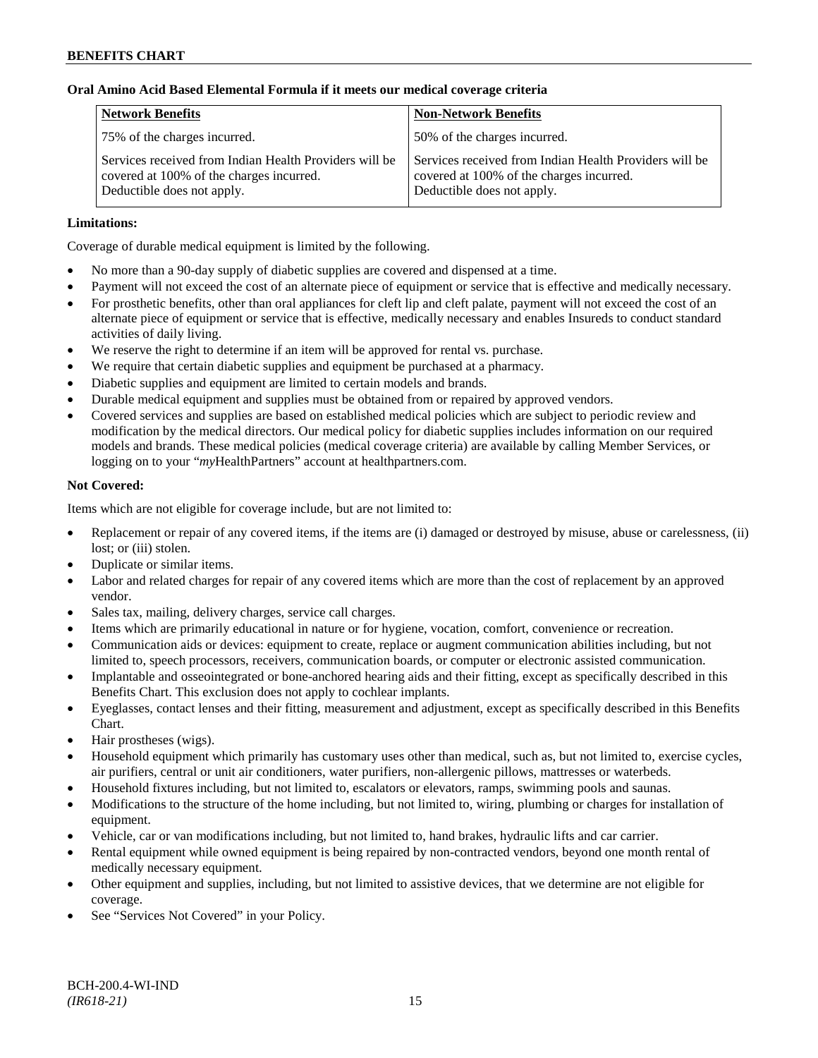**Oral Amino Acid Based Elemental Formula if it meets our medical coverage criteria**

| Network Benefits | Non-Network Benefits |
|---|---|
| 75% of the charges incurred. | 50% of the charges incurred. |
| Services received from Indian Health Providers will be covered at 100% of the charges incurred. Deductible does not apply. | Services received from Indian Health Providers will be covered at 100% of the charges incurred. Deductible does not apply. |

**Limitations:**

Coverage of durable medical equipment is limited by the following.

- No more than a 90-day supply of diabetic supplies are covered and dispensed at a time.
- Payment will not exceed the cost of an alternate piece of equipment or service that is effective and medically necessary.
- For prosthetic benefits, other than oral appliances for cleft lip and cleft palate, payment will not exceed the cost of an alternate piece of equipment or service that is effective, medically necessary and enables Insureds to conduct standard activities of daily living.
- We reserve the right to determine if an item will be approved for rental vs. purchase.
- We require that certain diabetic supplies and equipment be purchased at a pharmacy.
- Diabetic supplies and equipment are limited to certain models and brands.
- Durable medical equipment and supplies must be obtained from or repaired by approved vendors.
- Covered services and supplies are based on established medical policies which are subject to periodic review and modification by the medical directors. Our medical policy for diabetic supplies includes information on our required models and brands. These medical policies (medical coverage criteria) are available by calling Member Services, or logging on to your "*my*HealthPartners" account at healthpartners.com.

**Not Covered:**

Items which are not eligible for coverage include, but are not limited to:

- Replacement or repair of any covered items, if the items are (i) damaged or destroyed by misuse, abuse or carelessness, (ii) lost; or (iii) stolen.
- Duplicate or similar items.
- Labor and related charges for repair of any covered items which are more than the cost of replacement by an approved vendor.
- Sales tax, mailing, delivery charges, service call charges.
- Items which are primarily educational in nature or for hygiene, vocation, comfort, convenience or recreation.
- Communication aids or devices: equipment to create, replace or augment communication abilities including, but not limited to, speech processors, receivers, communication boards, or computer or electronic assisted communication.
- Implantable and osseointegrated or bone-anchored hearing aids and their fitting, except as specifically described in this Benefits Chart. This exclusion does not apply to cochlear implants.
- Eyeglasses, contact lenses and their fitting, measurement and adjustment, except as specifically described in this Benefits Chart.
- Hair prostheses (wigs).
- Household equipment which primarily has customary uses other than medical, such as, but not limited to, exercise cycles, air purifiers, central or unit air conditioners, water purifiers, non-allergenic pillows, mattresses or waterbeds.
- Household fixtures including, but not limited to, escalators or elevators, ramps, swimming pools and saunas.
- Modifications to the structure of the home including, but not limited to, wiring, plumbing or charges for installation of equipment.
- Vehicle, car or van modifications including, but not limited to, hand brakes, hydraulic lifts and car carrier.
- Rental equipment while owned equipment is being repaired by non-contracted vendors, beyond one month rental of medically necessary equipment.
- Other equipment and supplies, including, but not limited to assistive devices, that we determine are not eligible for coverage.
- See "Services Not Covered" in your Policy.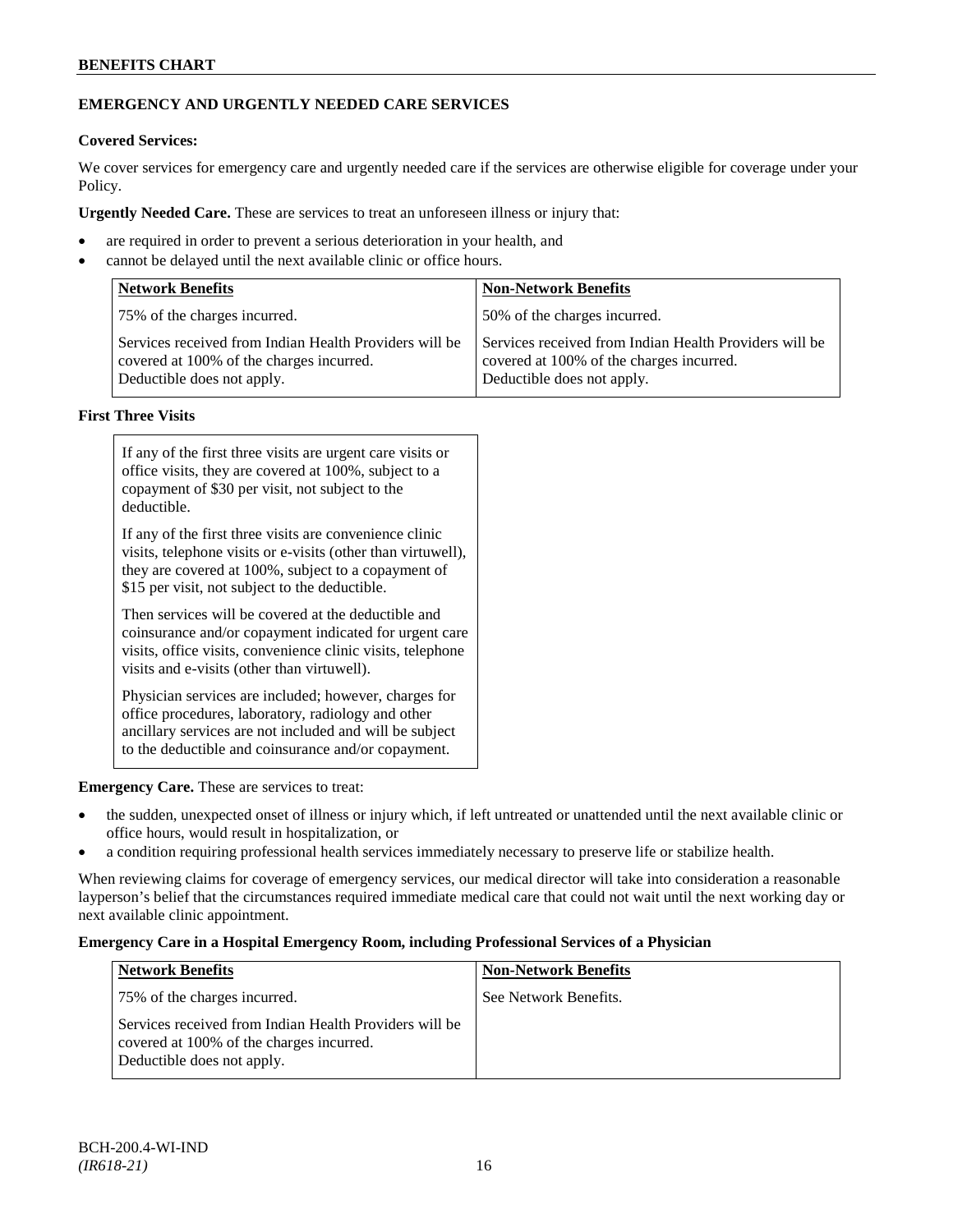## EMERGENCY AND URGENTLY NEEDED CARE SERVICES

**Covered Services:**

We cover services for emergency care and urgently needed care if the services are otherwise eligible for coverage under your Policy.

**Urgently Needed Care.** These are services to treat an unforeseen illness or injury that:

- are required in order to prevent a serious deterioration in your health, and
- cannot be delayed until the next available clinic or office hours.

| Network Benefits | Non-Network Benefits |
|---|---|
| 75% of the charges incurred. | 50% of the charges incurred. |
| Services received from Indian Health Providers will be covered at 100% of the charges incurred. Deductible does not apply. | Services received from Indian Health Providers will be covered at 100% of the charges incurred. Deductible does not apply. |

**First Three Visits**

| |
|---|
| If any of the first three visits are urgent care visits or office visits, they are covered at 100%, subject to a copayment of $30 per visit, not subject to the deductible. |
| If any of the first three visits are convenience clinic visits, telephone visits or e-visits (other than virtuwell), they are covered at 100%, subject to a copayment of $15 per visit, not subject to the deductible. |
| Then services will be covered at the deductible and coinsurance and/or copayment indicated for urgent care visits, office visits, convenience clinic visits, telephone visits and e-visits (other than virtuwell). |
| Physician services are included; however, charges for office procedures, laboratory, radiology and other ancillary services are not included and will be subject to the deductible and coinsurance and/or copayment. |

**Emergency Care.** These are services to treat:

- the sudden, unexpected onset of illness or injury which, if left untreated or unattended until the next available clinic or office hours, would result in hospitalization, or
- a condition requiring professional health services immediately necessary to preserve life or stabilize health.

When reviewing claims for coverage of emergency services, our medical director will take into consideration a reasonable layperson's belief that the circumstances required immediate medical care that could not wait until the next working day or next available clinic appointment.

**Emergency Care in a Hospital Emergency Room, including Professional Services of a Physician**

| Network Benefits | Non-Network Benefits |
|---|---|
| 75% of the charges incurred. | See Network Benefits. |
| Services received from Indian Health Providers will be covered at 100% of the charges incurred. Deductible does not apply. | |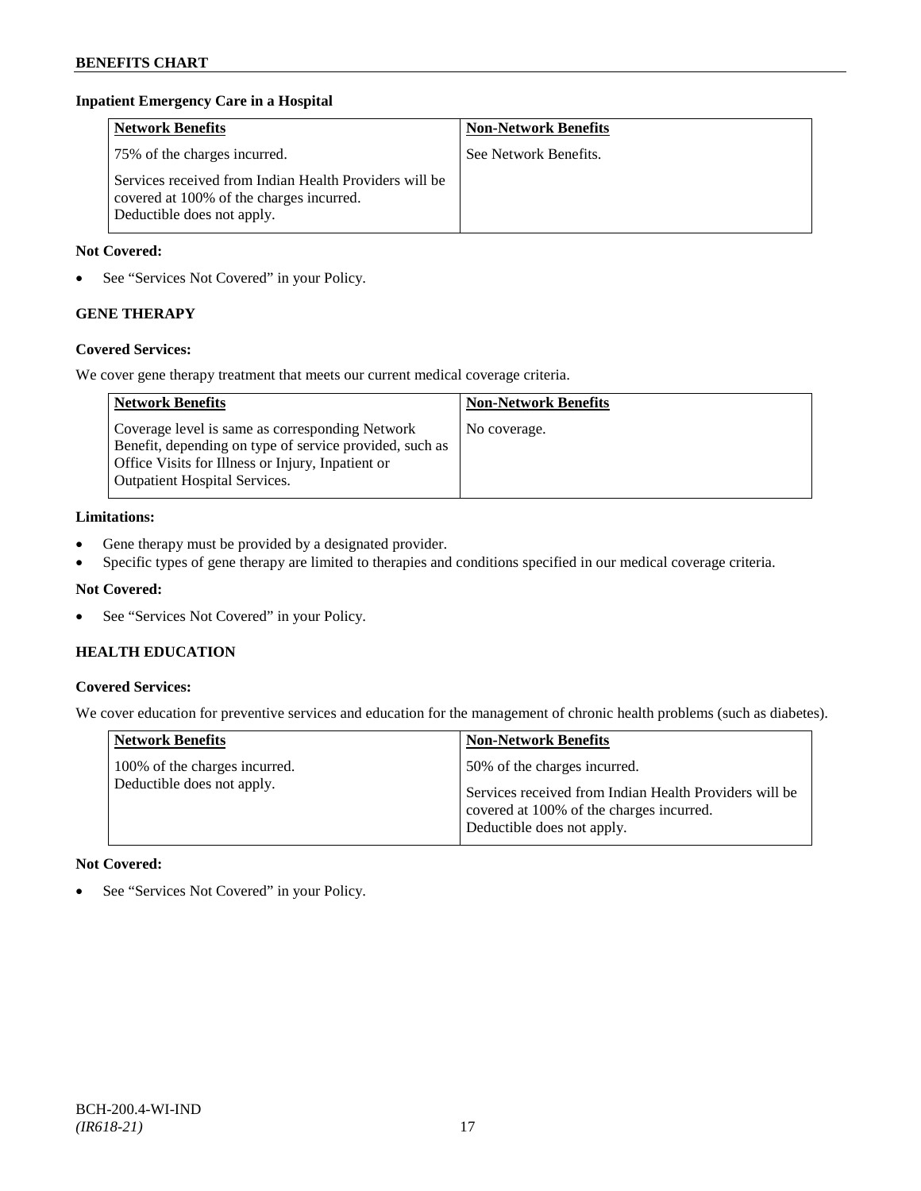### Inpatient Emergency Care in a Hospital

| Network Benefits | Non-Network Benefits |
|---|---|
| 75% of the charges incurred.<br><br>Services received from Indian Health Providers will be covered at 100% of the charges incurred. Deductible does not apply. | See Network Benefits. |

**Not Covered:**

- See "Services Not Covered" in your Policy.

## GENE THERAPY

**Covered Services:**

We cover gene therapy treatment that meets our current medical coverage criteria.

| Network Benefits | Non-Network Benefits |
|---|---|
| Coverage level is same as corresponding Network Benefit, depending on type of service provided, such as Office Visits for Illness or Injury, Inpatient or Outpatient Hospital Services. | No coverage. |

**Limitations:**

- Gene therapy must be provided by a designated provider.
- Specific types of gene therapy are limited to therapies and conditions specified in our medical coverage criteria.

**Not Covered:**

- See "Services Not Covered" in your Policy.

## HEALTH EDUCATION

**Covered Services:**

We cover education for preventive services and education for the management of chronic health problems (such as diabetes).

| Network Benefits | Non-Network Benefits |
|---|---|
| 100% of the charges incurred. Deductible does not apply. | 50% of the charges incurred.<br><br>Services received from Indian Health Providers will be covered at 100% of the charges incurred. Deductible does not apply. |

**Not Covered:**

- See "Services Not Covered" in your Policy.

BCH-200.4-WI-IND
*(IR618-21)*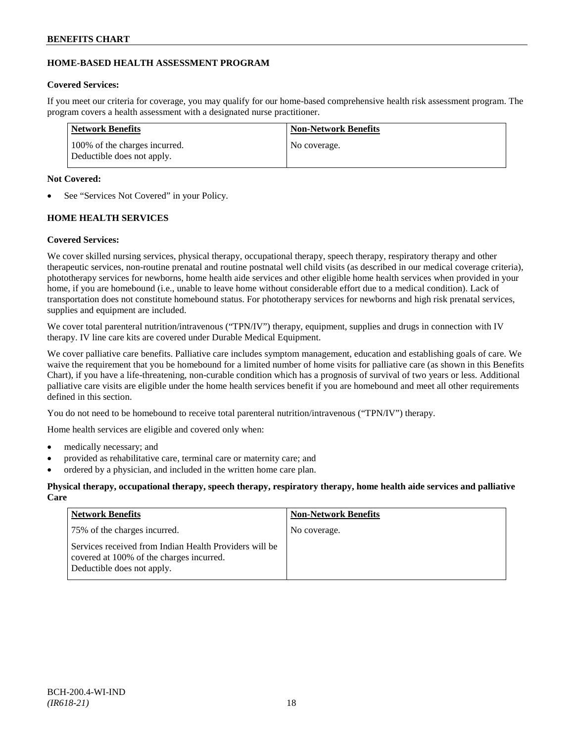## HOME-BASED HEALTH ASSESSMENT PROGRAM

**Covered Services:**

If you meet our criteria for coverage, you may qualify for our home-based comprehensive health risk assessment program. The program covers a health assessment with a designated nurse practitioner.

| Network Benefits | Non-Network Benefits |
|---|---|
| 100% of the charges incurred. Deductible does not apply. | No coverage. |

**Not Covered:**

- See "Services Not Covered" in your Policy.

## HOME HEALTH SERVICES

**Covered Services:**

We cover skilled nursing services, physical therapy, occupational therapy, speech therapy, respiratory therapy and other therapeutic services, non-routine prenatal and routine postnatal well child visits (as described in our medical coverage criteria), phototherapy services for newborns, home health aide services and other eligible home health services when provided in your home, if you are homebound (i.e., unable to leave home without considerable effort due to a medical condition). Lack of transportation does not constitute homebound status. For phototherapy services for newborns and high risk prenatal services, supplies and equipment are included.

We cover total parenteral nutrition/intravenous ("TPN/IV") therapy, equipment, supplies and drugs in connection with IV therapy. IV line care kits are covered under Durable Medical Equipment.

We cover palliative care benefits. Palliative care includes symptom management, education and establishing goals of care. We waive the requirement that you be homebound for a limited number of home visits for palliative care (as shown in this Benefits Chart), if you have a life-threatening, non-curable condition which has a prognosis of survival of two years or less. Additional palliative care visits are eligible under the home health services benefit if you are homebound and meet all other requirements defined in this section.

You do not need to be homebound to receive total parenteral nutrition/intravenous ("TPN/IV") therapy.

Home health services are eligible and covered only when:

- medically necessary; and
- provided as rehabilitative care, terminal care or maternity care; and
- ordered by a physician, and included in the written home care plan.

**Physical therapy, occupational therapy, speech therapy, respiratory therapy, home health aide services and palliative Care**

| Network Benefits | Non-Network Benefits |
|---|---|
| 75% of the charges incurred. Services received from Indian Health Providers will be covered at 100% of the charges incurred. Deductible does not apply. | No coverage. |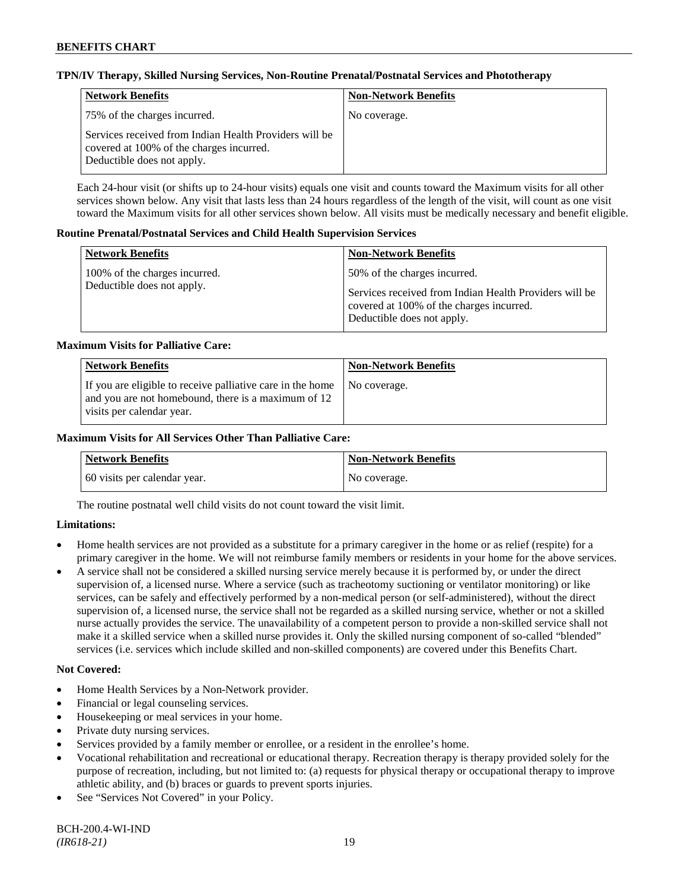### TPN/IV Therapy, Skilled Nursing Services, Non-Routine Prenatal/Postnatal Services and Phototherapy

| Network Benefits | Non-Network Benefits |
|---|---|
| 75% of the charges incurred.<br><br>Services received from Indian Health Providers will be covered at 100% of the charges incurred. Deductible does not apply. | No coverage. |

Each 24-hour visit (or shifts up to 24-hour visits) equals one visit and counts toward the Maximum visits for all other services shown below. Any visit that lasts less than 24 hours regardless of the length of the visit, will count as one visit toward the Maximum visits for all other services shown below. All visits must be medically necessary and benefit eligible.

### Routine Prenatal/Postnatal Services and Child Health Supervision Services

| Network Benefits | Non-Network Benefits |
|---|---|
| 100% of the charges incurred. Deductible does not apply. | 50% of the charges incurred.<br><br>Services received from Indian Health Providers will be covered at 100% of the charges incurred. Deductible does not apply. |

### Maximum Visits for Palliative Care:

| Network Benefits | Non-Network Benefits |
|---|---|
| If you are eligible to receive palliative care in the home and you are not homebound, there is a maximum of 12 visits per calendar year. | No coverage. |

### Maximum Visits for All Services Other Than Palliative Care:

| Network Benefits | Non-Network Benefits |
|---|---|
| 60 visits per calendar year. | No coverage. |

The routine postnatal well child visits do not count toward the visit limit.

### Limitations:

- Home health services are not provided as a substitute for a primary caregiver in the home or as relief (respite) for a primary caregiver in the home. We will not reimburse family members or residents in your home for the above services.
- A service shall not be considered a skilled nursing service merely because it is performed by, or under the direct supervision of, a licensed nurse. Where a service (such as tracheotomy suctioning or ventilator monitoring) or like services, can be safely and effectively performed by a non-medical person (or self-administered), without the direct supervision of, a licensed nurse, the service shall not be regarded as a skilled nursing service, whether or not a skilled nurse actually provides the service. The unavailability of a competent person to provide a non-skilled service shall not make it a skilled service when a skilled nurse provides it. Only the skilled nursing component of so-called "blended" services (i.e. services which include skilled and non-skilled components) are covered under this Benefits Chart.

### Not Covered:

- Home Health Services by a Non-Network provider.
- Financial or legal counseling services.
- Housekeeping or meal services in your home.
- Private duty nursing services.
- Services provided by a family member or enrollee, or a resident in the enrollee's home.
- Vocational rehabilitation and recreational or educational therapy. Recreation therapy is therapy provided solely for the purpose of recreation, including, but not limited to: (a) requests for physical therapy or occupational therapy to improve athletic ability, and (b) braces or guards to prevent sports injuries.
- See "Services Not Covered" in your Policy.

BCH-200.4-WI-IND
*(IR618-21)*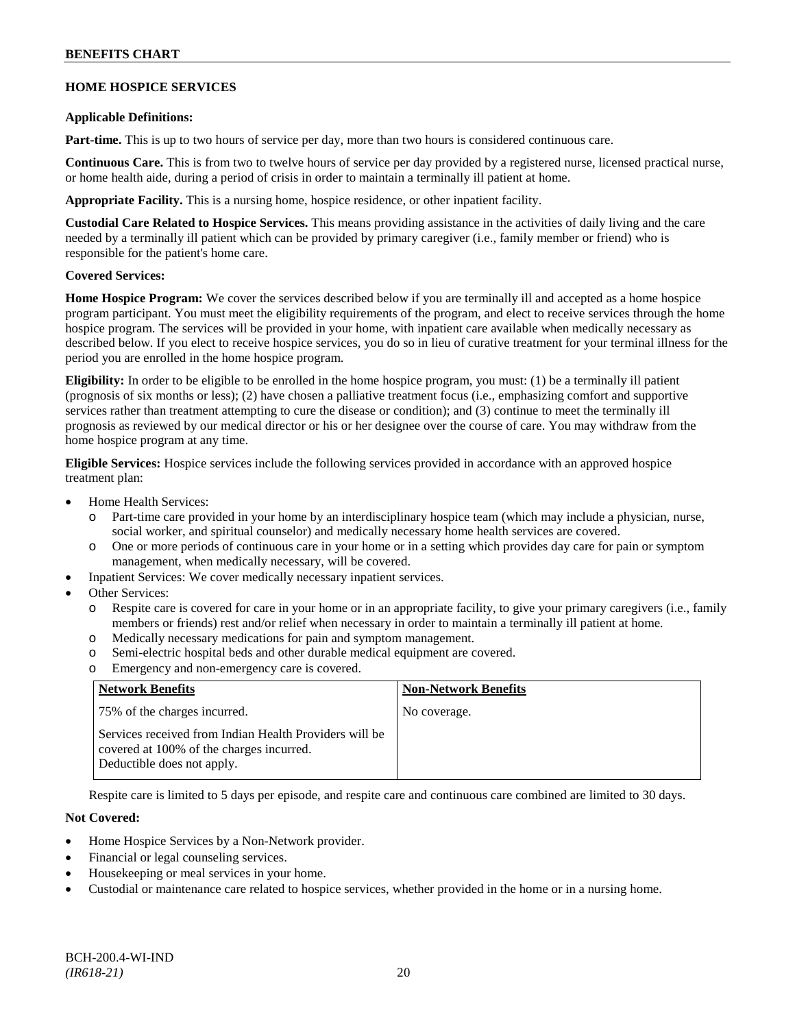## HOME HOSPICE SERVICES

**Applicable Definitions:**

**Part-time.** This is up to two hours of service per day, more than two hours is considered continuous care.

**Continuous Care.** This is from two to twelve hours of service per day provided by a registered nurse, licensed practical nurse, or home health aide, during a period of crisis in order to maintain a terminally ill patient at home.

**Appropriate Facility.** This is a nursing home, hospice residence, or other inpatient facility.

**Custodial Care Related to Hospice Services.** This means providing assistance in the activities of daily living and the care needed by a terminally ill patient which can be provided by primary caregiver (i.e., family member or friend) who is responsible for the patient's home care.

**Covered Services:**

**Home Hospice Program:** We cover the services described below if you are terminally ill and accepted as a home hospice program participant. You must meet the eligibility requirements of the program, and elect to receive services through the home hospice program. The services will be provided in your home, with inpatient care available when medically necessary as described below. If you elect to receive hospice services, you do so in lieu of curative treatment for your terminal illness for the period you are enrolled in the home hospice program.

**Eligibility:** In order to be eligible to be enrolled in the home hospice program, you must: (1) be a terminally ill patient (prognosis of six months or less); (2) have chosen a palliative treatment focus (i.e., emphasizing comfort and supportive services rather than treatment attempting to cure the disease or condition); and (3) continue to meet the terminally ill prognosis as reviewed by our medical director or his or her designee over the course of care. You may withdraw from the home hospice program at any time.

**Eligible Services:** Hospice services include the following services provided in accordance with an approved hospice treatment plan:

- Home Health Services:
  - Part-time care provided in your home by an interdisciplinary hospice team (which may include a physician, nurse, social worker, and spiritual counselor) and medically necessary home health services are covered.
  - One or more periods of continuous care in your home or in a setting which provides day care for pain or symptom management, when medically necessary, will be covered.
- Inpatient Services: We cover medically necessary inpatient services.
- Other Services:
  - Respite care is covered for care in your home or in an appropriate facility, to give your primary caregivers (i.e., family members or friends) rest and/or relief when necessary in order to maintain a terminally ill patient at home.
  - Medically necessary medications for pain and symptom management.
  - Semi-electric hospital beds and other durable medical equipment are covered.
  - Emergency and non-emergency care is covered.

| Network Benefits | Non-Network Benefits |
|---|---|
| 75% of the charges incurred.<br><br>Services received from Indian Health Providers will be covered at 100% of the charges incurred. Deductible does not apply. | No coverage. |

Respite care is limited to 5 days per episode, and respite care and continuous care combined are limited to 30 days.

**Not Covered:**

- Home Hospice Services by a Non-Network provider.
- Financial or legal counseling services.
- Housekeeping or meal services in your home.
- Custodial or maintenance care related to hospice services, whether provided in the home or in a nursing home.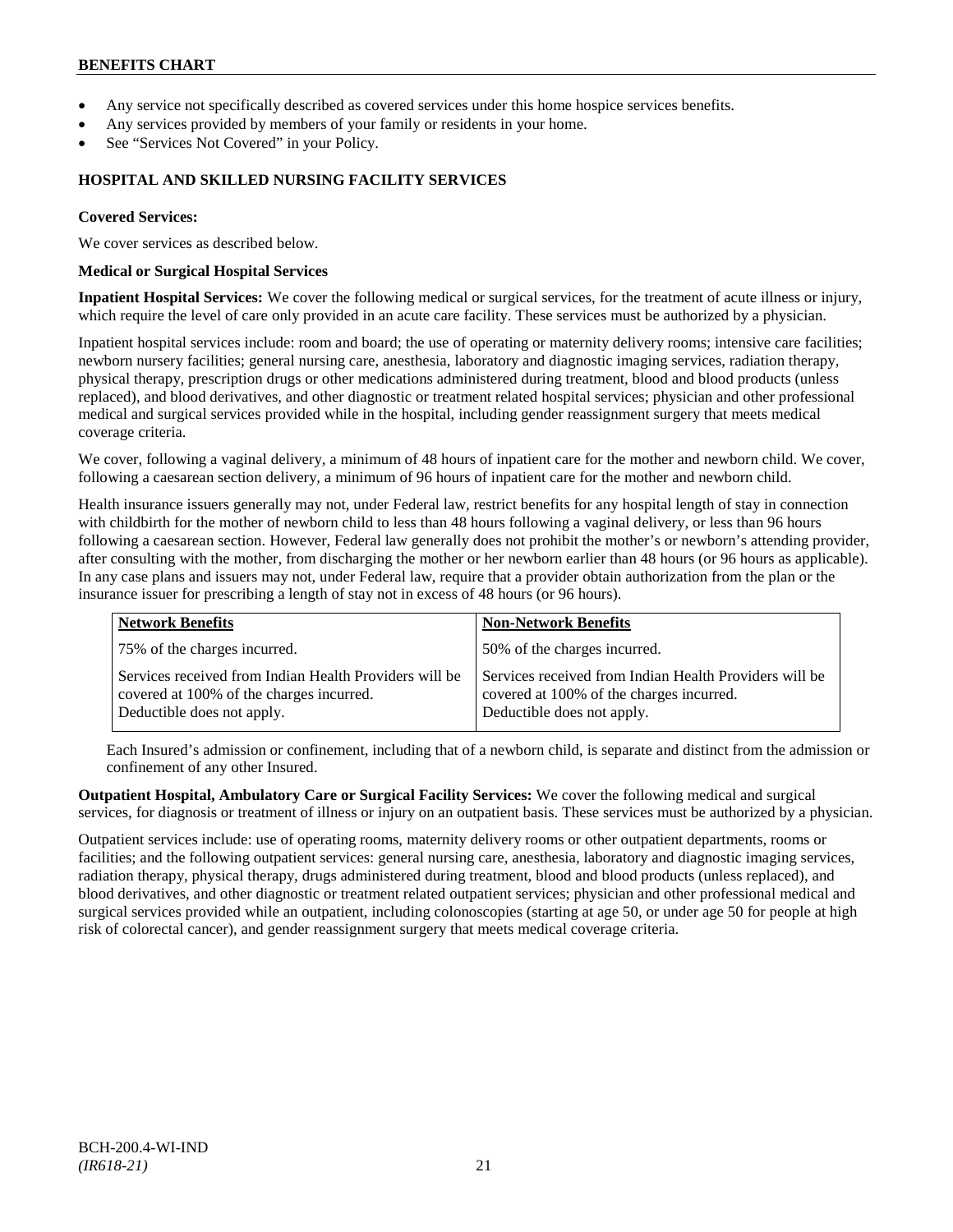- Any service not specifically described as covered services under this home hospice services benefits.
- Any services provided by members of your family or residents in your home.
- See "Services Not Covered" in your Policy.

### HOSPITAL AND SKILLED NURSING FACILITY SERVICES

**Covered Services:**

We cover services as described below.

**Medical or Surgical Hospital Services**

**Inpatient Hospital Services:** We cover the following medical or surgical services, for the treatment of acute illness or injury, which require the level of care only provided in an acute care facility. These services must be authorized by a physician.

Inpatient hospital services include: room and board; the use of operating or maternity delivery rooms; intensive care facilities; newborn nursery facilities; general nursing care, anesthesia, laboratory and diagnostic imaging services, radiation therapy, physical therapy, prescription drugs or other medications administered during treatment, blood and blood products (unless replaced), and blood derivatives, and other diagnostic or treatment related hospital services; physician and other professional medical and surgical services provided while in the hospital, including gender reassignment surgery that meets medical coverage criteria.

We cover, following a vaginal delivery, a minimum of 48 hours of inpatient care for the mother and newborn child. We cover, following a caesarean section delivery, a minimum of 96 hours of inpatient care for the mother and newborn child.

Health insurance issuers generally may not, under Federal law, restrict benefits for any hospital length of stay in connection with childbirth for the mother of newborn child to less than 48 hours following a vaginal delivery, or less than 96 hours following a caesarean section. However, Federal law generally does not prohibit the mother's or newborn's attending provider, after consulting with the mother, from discharging the mother or her newborn earlier than 48 hours (or 96 hours as applicable). In any case plans and issuers may not, under Federal law, require that a provider obtain authorization from the plan or the insurance issuer for prescribing a length of stay not in excess of 48 hours (or 96 hours).

| Network Benefits | Non-Network Benefits |
|---|---|
| 75% of the charges incurred. | 50% of the charges incurred. |
| Services received from Indian Health Providers will be covered at 100% of the charges incurred. Deductible does not apply. | Services received from Indian Health Providers will be covered at 100% of the charges incurred. Deductible does not apply. |

Each Insured's admission or confinement, including that of a newborn child, is separate and distinct from the admission or confinement of any other Insured.

**Outpatient Hospital, Ambulatory Care or Surgical Facility Services:** We cover the following medical and surgical services, for diagnosis or treatment of illness or injury on an outpatient basis. These services must be authorized by a physician.

Outpatient services include: use of operating rooms, maternity delivery rooms or other outpatient departments, rooms or facilities; and the following outpatient services: general nursing care, anesthesia, laboratory and diagnostic imaging services, radiation therapy, physical therapy, drugs administered during treatment, blood and blood products (unless replaced), and blood derivatives, and other diagnostic or treatment related outpatient services; physician and other professional medical and surgical services provided while an outpatient, including colonoscopies (starting at age 50, or under age 50 for people at high risk of colorectal cancer), and gender reassignment surgery that meets medical coverage criteria.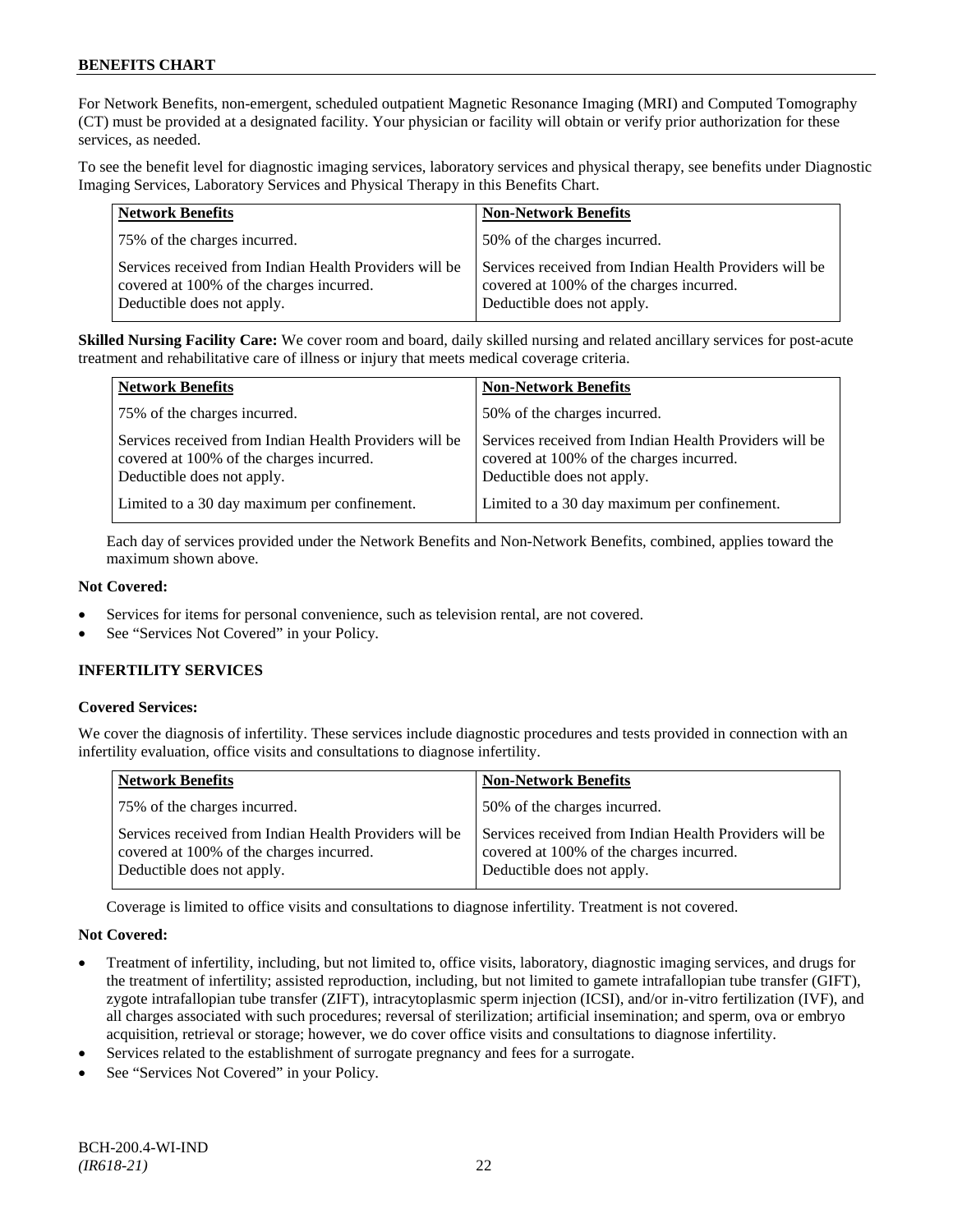For Network Benefits, non-emergent, scheduled outpatient Magnetic Resonance Imaging (MRI) and Computed Tomography (CT) must be provided at a designated facility. Your physician or facility will obtain or verify prior authorization for these services, as needed.

To see the benefit level for diagnostic imaging services, laboratory services and physical therapy, see benefits under Diagnostic Imaging Services, Laboratory Services and Physical Therapy in this Benefits Chart.

| Network Benefits | Non-Network Benefits |
|---|---|
| 75% of the charges incurred. | 50% of the charges incurred. |
| Services received from Indian Health Providers will be covered at 100% of the charges incurred. Deductible does not apply. | Services received from Indian Health Providers will be covered at 100% of the charges incurred. Deductible does not apply. |

**Skilled Nursing Facility Care:** We cover room and board, daily skilled nursing and related ancillary services for post-acute treatment and rehabilitative care of illness or injury that meets medical coverage criteria.

| Network Benefits | Non-Network Benefits |
|---|---|
| 75% of the charges incurred. | 50% of the charges incurred. |
| Services received from Indian Health Providers will be covered at 100% of the charges incurred. Deductible does not apply. | Services received from Indian Health Providers will be covered at 100% of the charges incurred. Deductible does not apply. |
| Limited to a 30 day maximum per confinement. | Limited to a 30 day maximum per confinement. |

Each day of services provided under the Network Benefits and Non-Network Benefits, combined, applies toward the maximum shown above.

**Not Covered:**

- Services for items for personal convenience, such as television rental, are not covered.
- See "Services Not Covered" in your Policy.

### INFERTILITY SERVICES

**Covered Services:**

We cover the diagnosis of infertility. These services include diagnostic procedures and tests provided in connection with an infertility evaluation, office visits and consultations to diagnose infertility.

| Network Benefits | Non-Network Benefits |
|---|---|
| 75% of the charges incurred. | 50% of the charges incurred. |
| Services received from Indian Health Providers will be covered at 100% of the charges incurred. Deductible does not apply. | Services received from Indian Health Providers will be covered at 100% of the charges incurred. Deductible does not apply. |

Coverage is limited to office visits and consultations to diagnose infertility. Treatment is not covered.

**Not Covered:**

- Treatment of infertility, including, but not limited to, office visits, laboratory, diagnostic imaging services, and drugs for the treatment of infertility; assisted reproduction, including, but not limited to gamete intrafallopian tube transfer (GIFT), zygote intrafallopian tube transfer (ZIFT), intracytoplasmic sperm injection (ICSI), and/or in-vitro fertilization (IVF), and all charges associated with such procedures; reversal of sterilization; artificial insemination; and sperm, ova or embryo acquisition, retrieval or storage; however, we do cover office visits and consultations to diagnose infertility.
- Services related to the establishment of surrogate pregnancy and fees for a surrogate.
- See "Services Not Covered" in your Policy.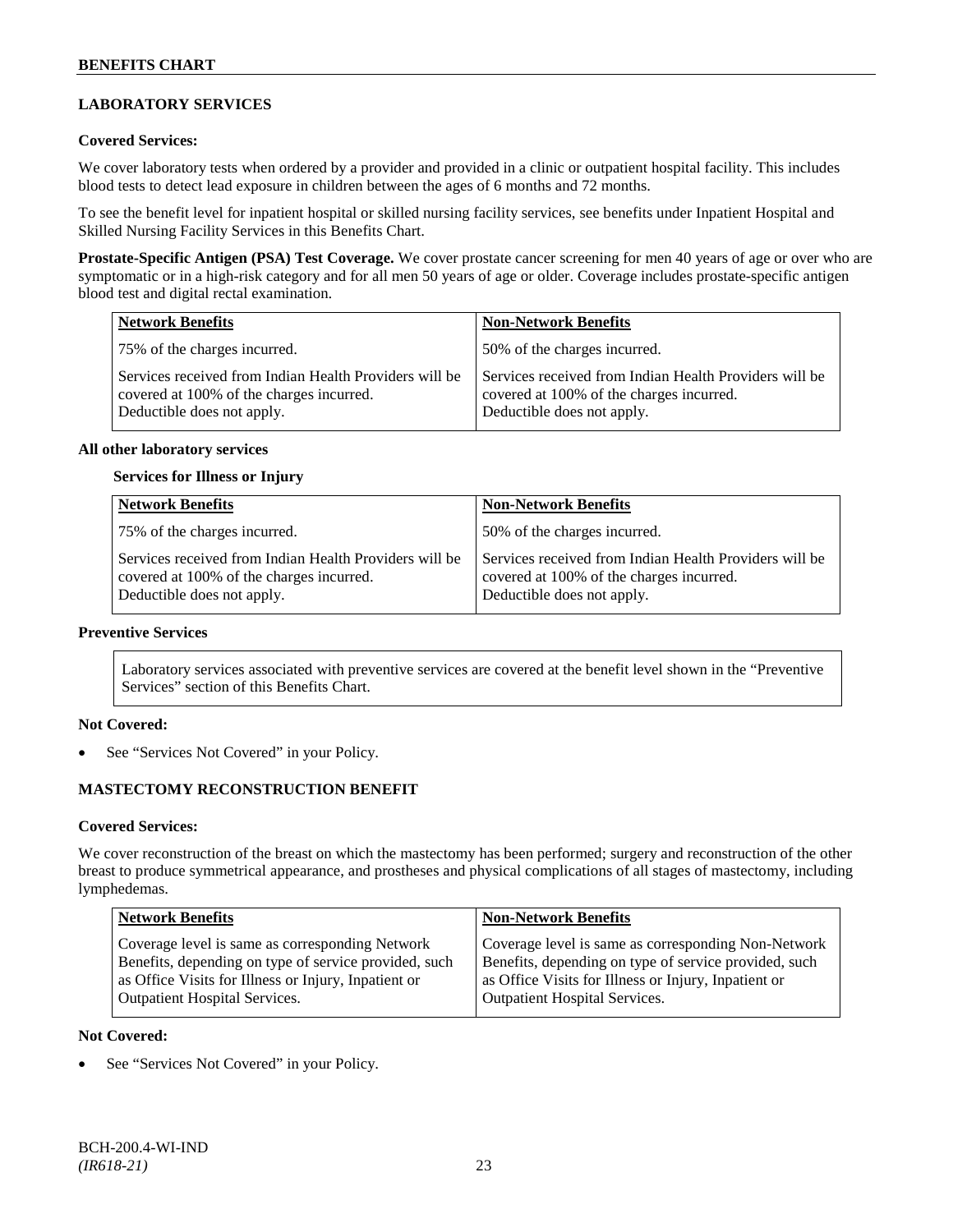## LABORATORY SERVICES

### Covered Services:

We cover laboratory tests when ordered by a provider and provided in a clinic or outpatient hospital facility. This includes blood tests to detect lead exposure in children between the ages of 6 months and 72 months.

To see the benefit level for inpatient hospital or skilled nursing facility services, see benefits under Inpatient Hospital and Skilled Nursing Facility Services in this Benefits Chart.

**Prostate-Specific Antigen (PSA) Test Coverage.** We cover prostate cancer screening for men 40 years of age or over who are symptomatic or in a high-risk category and for all men 50 years of age or older. Coverage includes prostate-specific antigen blood test and digital rectal examination.

| Network Benefits | Non-Network Benefits |
|---|---|
| 75% of the charges incurred. | 50% of the charges incurred. |
| Services received from Indian Health Providers will be covered at 100% of the charges incurred. Deductible does not apply. | Services received from Indian Health Providers will be covered at 100% of the charges incurred. Deductible does not apply. |

### All other laboratory services

#### Services for Illness or Injury

| Network Benefits | Non-Network Benefits |
|---|---|
| 75% of the charges incurred. | 50% of the charges incurred. |
| Services received from Indian Health Providers will be covered at 100% of the charges incurred. Deductible does not apply. | Services received from Indian Health Providers will be covered at 100% of the charges incurred. Deductible does not apply. |

### Preventive Services

Laboratory services associated with preventive services are covered at the benefit level shown in the "Preventive Services" section of this Benefits Chart.

### Not Covered:

- See "Services Not Covered" in your Policy.

## MASTECTOMY RECONSTRUCTION BENEFIT

### Covered Services:

We cover reconstruction of the breast on which the mastectomy has been performed; surgery and reconstruction of the other breast to produce symmetrical appearance, and prostheses and physical complications of all stages of mastectomy, including lymphedemas.

| Network Benefits | Non-Network Benefits |
|---|---|
| Coverage level is same as corresponding Network Benefits, depending on type of service provided, such as Office Visits for Illness or Injury, Inpatient or Outpatient Hospital Services. | Coverage level is same as corresponding Non-Network Benefits, depending on type of service provided, such as Office Visits for Illness or Injury, Inpatient or Outpatient Hospital Services. |

### Not Covered:

- See "Services Not Covered" in your Policy.

BCH-200.4-WI-IND
*(IR618-21)*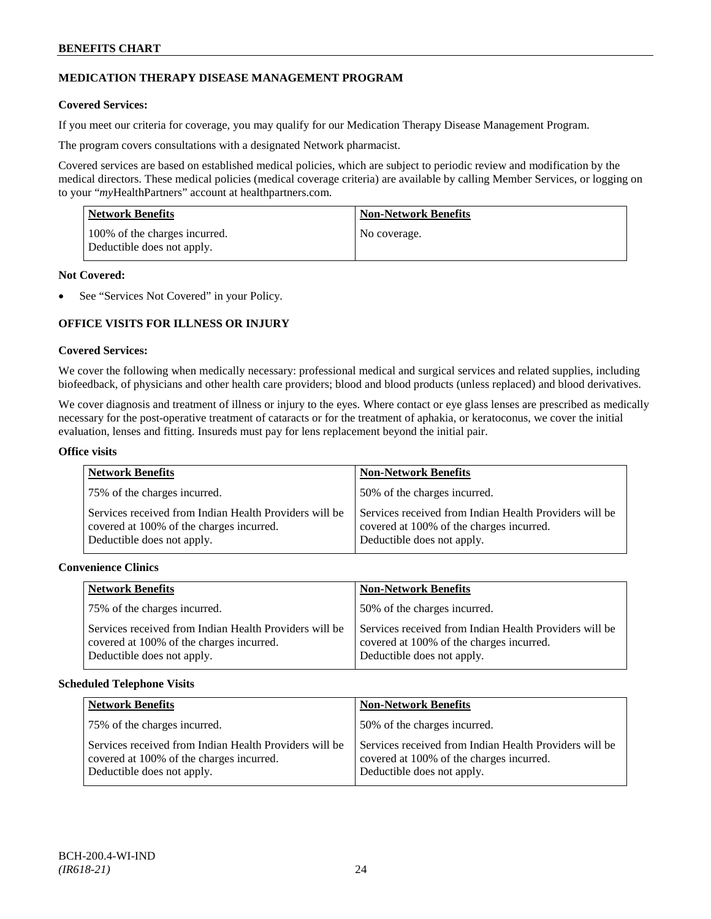## MEDICATION THERAPY DISEASE MANAGEMENT PROGRAM

**Covered Services:**

If you meet our criteria for coverage, you may qualify for our Medication Therapy Disease Management Program.

The program covers consultations with a designated Network pharmacist.

Covered services are based on established medical policies, which are subject to periodic review and modification by the medical directors. These medical policies (medical coverage criteria) are available by calling Member Services, or logging on to your "*my*HealthPartners" account at healthpartners.com.

| Network Benefits | Non-Network Benefits |
|---|---|
| 100% of the charges incurred.<br>Deductible does not apply. | No coverage. |

**Not Covered:**

- See "Services Not Covered" in your Policy.

## OFFICE VISITS FOR ILLNESS OR INJURY

**Covered Services:**

We cover the following when medically necessary: professional medical and surgical services and related supplies, including biofeedback, of physicians and other health care providers; blood and blood products (unless replaced) and blood derivatives.

We cover diagnosis and treatment of illness or injury to the eyes. Where contact or eye glass lenses are prescribed as medically necessary for the post-operative treatment of cataracts or for the treatment of aphakia, or keratoconus, we cover the initial evaluation, lenses and fitting. Insureds must pay for lens replacement beyond the initial pair.

**Office visits**

| Network Benefits | Non-Network Benefits |
|---|---|
| 75% of the charges incurred. | 50% of the charges incurred. |
| Services received from Indian Health Providers will be covered at 100% of the charges incurred.<br>Deductible does not apply. | Services received from Indian Health Providers will be covered at 100% of the charges incurred.<br>Deductible does not apply. |

**Convenience Clinics**

| Network Benefits | Non-Network Benefits |
|---|---|
| 75% of the charges incurred. | 50% of the charges incurred. |
| Services received from Indian Health Providers will be covered at 100% of the charges incurred.<br>Deductible does not apply. | Services received from Indian Health Providers will be covered at 100% of the charges incurred.<br>Deductible does not apply. |

**Scheduled Telephone Visits**

| Network Benefits | Non-Network Benefits |
|---|---|
| 75% of the charges incurred. | 50% of the charges incurred. |
| Services received from Indian Health Providers will be covered at 100% of the charges incurred.<br>Deductible does not apply. | Services received from Indian Health Providers will be covered at 100% of the charges incurred.<br>Deductible does not apply. |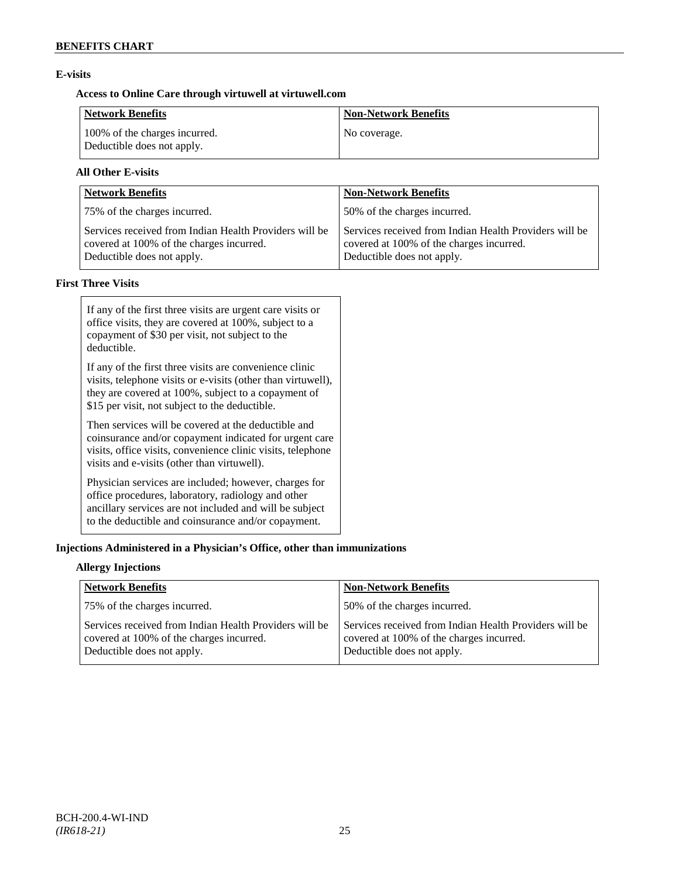## E-visits

### Access to Online Care through virtuwell at virtuwell.com

| Network Benefits | Non-Network Benefits |
| --- | --- |
| 100% of the charges incurred.<br>Deductible does not apply. | No coverage. |

### All Other E-visits

| Network Benefits | Non-Network Benefits |
| --- | --- |
| 75% of the charges incurred. | 50% of the charges incurred. |
| Services received from Indian Health Providers will be covered at 100% of the charges incurred.<br>Deductible does not apply. | Services received from Indian Health Providers will be covered at 100% of the charges incurred.<br>Deductible does not apply. |

## First Three Visits

If any of the first three visits are urgent care visits or office visits, they are covered at 100%, subject to a copayment of $30 per visit, not subject to the deductible.

If any of the first three visits are convenience clinic visits, telephone visits or e-visits (other than virtuwell), they are covered at 100%, subject to a copayment of $15 per visit, not subject to the deductible.

Then services will be covered at the deductible and coinsurance and/or copayment indicated for urgent care visits, office visits, convenience clinic visits, telephone visits and e-visits (other than virtuwell).

Physician services are included; however, charges for office procedures, laboratory, radiology and other ancillary services are not included and will be subject to the deductible and coinsurance and/or copayment.

## Injections Administered in a Physician's Office, other than immunizations

### Allergy Injections

| Network Benefits | Non-Network Benefits |
| --- | --- |
| 75% of the charges incurred. | 50% of the charges incurred. |
| Services received from Indian Health Providers will be covered at 100% of the charges incurred.<br>Deductible does not apply. | Services received from Indian Health Providers will be covered at 100% of the charges incurred.<br>Deductible does not apply. |

BCH-200.4-WI-IND
*(IR618-21)*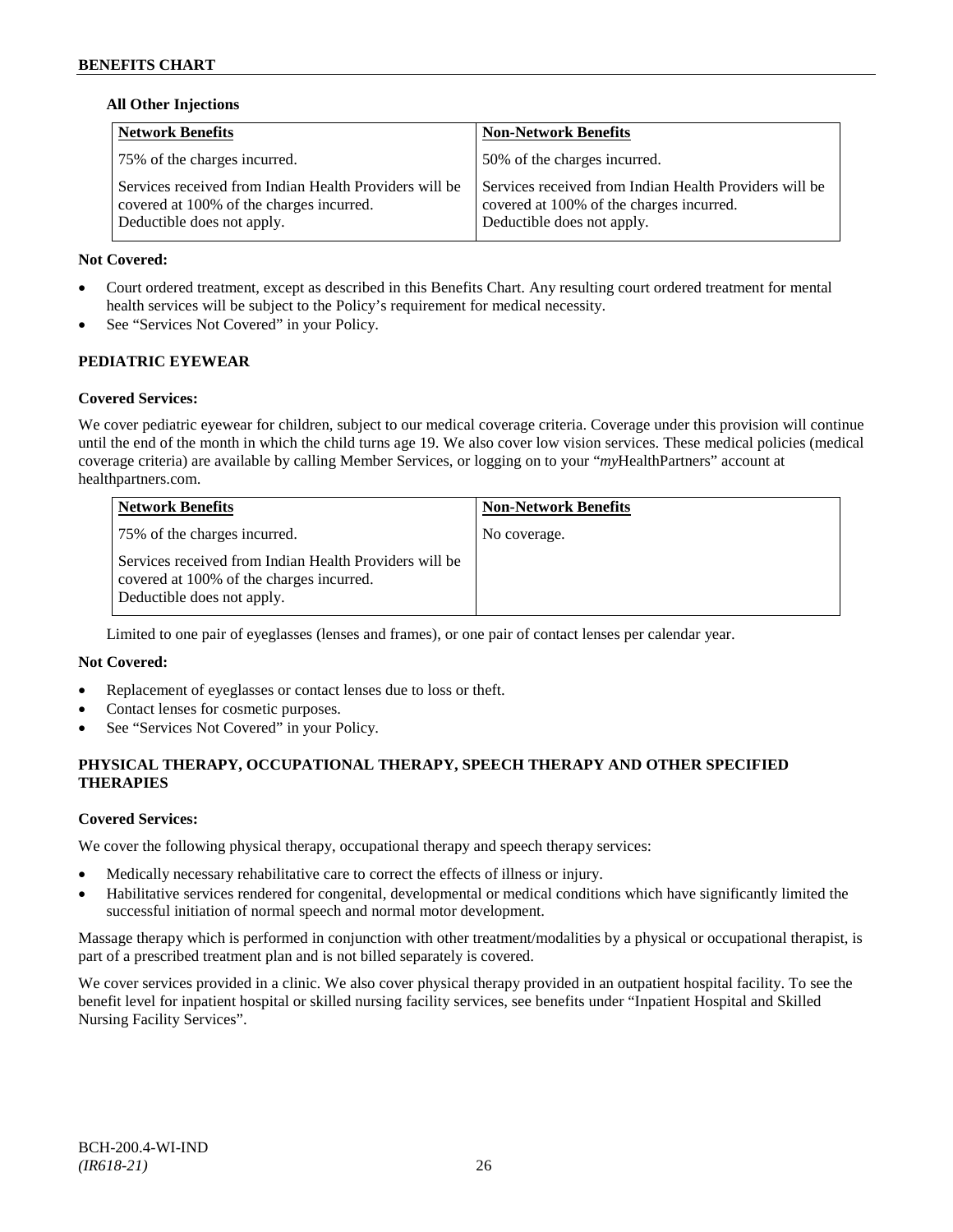**All Other Injections**

| Network Benefits | Non-Network Benefits |
|---|---|
| 75% of the charges incurred.<br><br>Services received from Indian Health Providers will be covered at 100% of the charges incurred. Deductible does not apply. | 50% of the charges incurred.<br><br>Services received from Indian Health Providers will be covered at 100% of the charges incurred. Deductible does not apply. |

**Not Covered:**

- Court ordered treatment, except as described in this Benefits Chart. Any resulting court ordered treatment for mental health services will be subject to the Policy's requirement for medical necessity.
- See "Services Not Covered" in your Policy.

## PEDIATRIC EYEWEAR

**Covered Services:**

We cover pediatric eyewear for children, subject to our medical coverage criteria. Coverage under this provision will continue until the end of the month in which the child turns age 19. We also cover low vision services. These medical policies (medical coverage criteria) are available by calling Member Services, or logging on to your "*my*HealthPartners" account at healthpartners.com.

| Network Benefits | Non-Network Benefits |
|---|---|
| 75% of the charges incurred.<br><br>Services received from Indian Health Providers will be covered at 100% of the charges incurred. Deductible does not apply. | No coverage. |

Limited to one pair of eyeglasses (lenses and frames), or one pair of contact lenses per calendar year.

**Not Covered:**

- Replacement of eyeglasses or contact lenses due to loss or theft.
- Contact lenses for cosmetic purposes.
- See "Services Not Covered" in your Policy.

## PHYSICAL THERAPY, OCCUPATIONAL THERAPY, SPEECH THERAPY AND OTHER SPECIFIED THERAPIES

**Covered Services:**

We cover the following physical therapy, occupational therapy and speech therapy services:

- Medically necessary rehabilitative care to correct the effects of illness or injury.
- Habilitative services rendered for congenital, developmental or medical conditions which have significantly limited the successful initiation of normal speech and normal motor development.

Massage therapy which is performed in conjunction with other treatment/modalities by a physical or occupational therapist, is part of a prescribed treatment plan and is not billed separately is covered.

We cover services provided in a clinic. We also cover physical therapy provided in an outpatient hospital facility. To see the benefit level for inpatient hospital or skilled nursing facility services, see benefits under "Inpatient Hospital and Skilled Nursing Facility Services".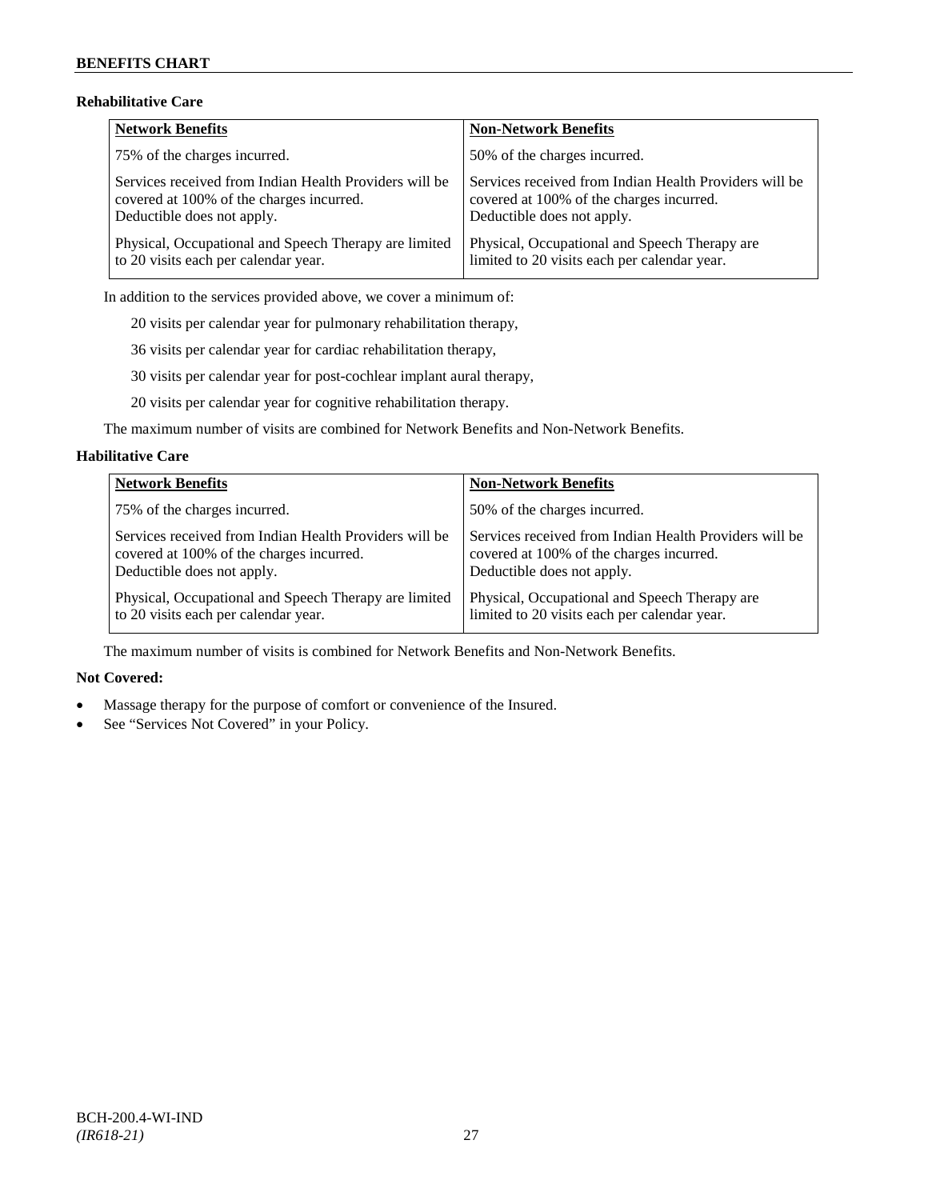### Rehabilitative Care

| Network Benefits | Non-Network Benefits |
|---|---|
| 75% of the charges incurred. | 50% of the charges incurred. |
| Services received from Indian Health Providers will be covered at 100% of the charges incurred. Deductible does not apply. | Services received from Indian Health Providers will be covered at 100% of the charges incurred. Deductible does not apply. |
| Physical, Occupational and Speech Therapy are limited to 20 visits each per calendar year. | Physical, Occupational and Speech Therapy are limited to 20 visits each per calendar year. |

In addition to the services provided above, we cover a minimum of:

20 visits per calendar year for pulmonary rehabilitation therapy,

36 visits per calendar year for cardiac rehabilitation therapy,

30 visits per calendar year for post-cochlear implant aural therapy,

20 visits per calendar year for cognitive rehabilitation therapy.

The maximum number of visits are combined for Network Benefits and Non-Network Benefits.

### Habilitative Care

| Network Benefits | Non-Network Benefits |
|---|---|
| 75% of the charges incurred. | 50% of the charges incurred. |
| Services received from Indian Health Providers will be covered at 100% of the charges incurred. Deductible does not apply. | Services received from Indian Health Providers will be covered at 100% of the charges incurred. Deductible does not apply. |
| Physical, Occupational and Speech Therapy are limited to 20 visits each per calendar year. | Physical, Occupational and Speech Therapy are limited to 20 visits each per calendar year. |

The maximum number of visits is combined for Network Benefits and Non-Network Benefits.

**Not Covered:**

- Massage therapy for the purpose of comfort or convenience of the Insured.
- See "Services Not Covered" in your Policy.

BCH-200.4-WI-IND
*(IR618-21)*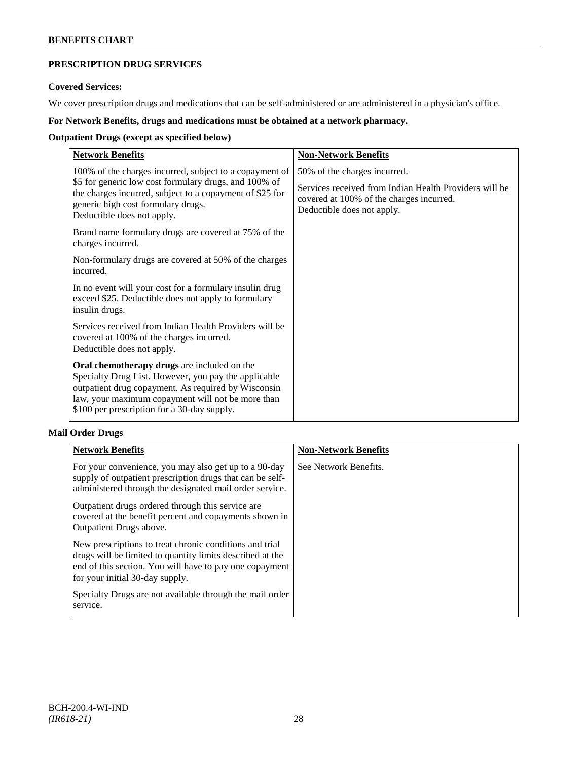## PRESCRIPTION DRUG SERVICES

### Covered Services:

We cover prescription drugs and medications that can be self-administered or are administered in a physician's office.

**For Network Benefits, drugs and medications must be obtained at a network pharmacy.**

### Outpatient Drugs (except as specified below)

| Network Benefits | Non-Network Benefits |
|---|---|
| 100% of the charges incurred, subject to a copayment of \$5 for generic low cost formulary drugs, and 100% of the charges incurred, subject to a copayment of \$25 for generic high cost formulary drugs.<br>Deductible does not apply.<br><br>Brand name formulary drugs are covered at 75% of the charges incurred.<br><br>Non-formulary drugs are covered at 50% of the charges incurred.<br><br>In no event will your cost for a formulary insulin drug exceed \$25. Deductible does not apply to formulary insulin drugs.<br><br>Services received from Indian Health Providers will be covered at 100% of the charges incurred.<br>Deductible does not apply.<br><br>**Oral chemotherapy drugs** are included on the Specialty Drug List. However, you pay the applicable outpatient drug copayment. As required by Wisconsin law, your maximum copayment will not be more than \$100 per prescription for a 30-day supply. | 50% of the charges incurred.<br><br>Services received from Indian Health Providers will be covered at 100% of the charges incurred.<br>Deductible does not apply. |

### Mail Order Drugs

| Network Benefits | Non-Network Benefits |
|---|---|
| For your convenience, you may also get up to a 90-day supply of outpatient prescription drugs that can be self-administered through the designated mail order service.<br><br>Outpatient drugs ordered through this service are covered at the benefit percent and copayments shown in Outpatient Drugs above.<br><br>New prescriptions to treat chronic conditions and trial drugs will be limited to quantity limits described at the end of this section. You will have to pay one copayment for your initial 30-day supply.<br><br>Specialty Drugs are not available through the mail order service. | See Network Benefits. |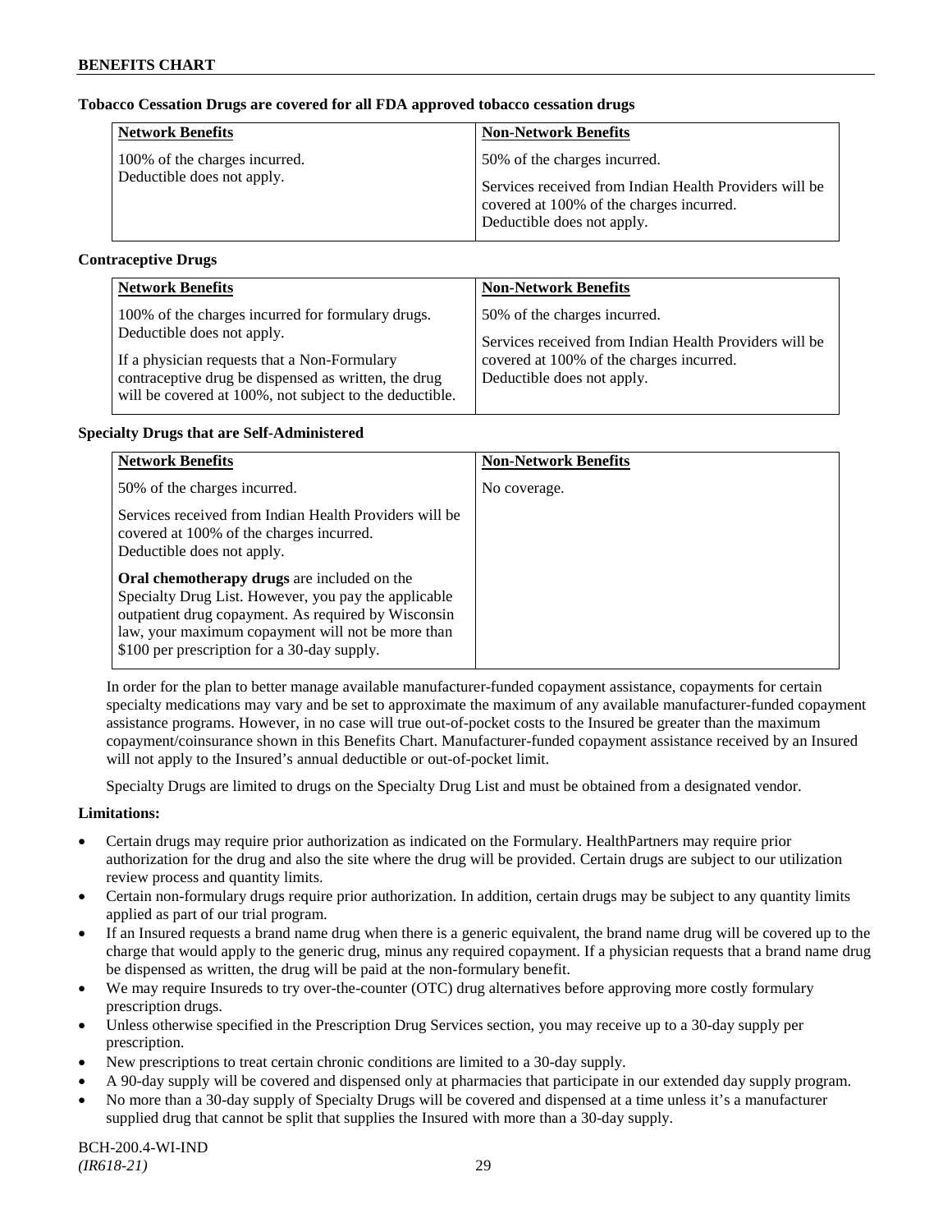**Tobacco Cessation Drugs are covered for all FDA approved tobacco cessation drugs**

| Network Benefits | Non-Network Benefits |
|---|---|
| 100% of the charges incurred.<br>Deductible does not apply. | 50% of the charges incurred.<br><br>Services received from Indian Health Providers will be covered at 100% of the charges incurred.<br>Deductible does not apply. |

**Contraceptive Drugs**

| Network Benefits | Non-Network Benefits |
|---|---|
| 100% of the charges incurred for formulary drugs.<br>Deductible does not apply.<br><br>If a physician requests that a Non-Formulary contraceptive drug be dispensed as written, the drug will be covered at 100%, not subject to the deductible. | 50% of the charges incurred.<br><br>Services received from Indian Health Providers will be covered at 100% of the charges incurred.<br>Deductible does not apply. |

**Specialty Drugs that are Self-Administered**

| Network Benefits | Non-Network Benefits |
|---|---|
| 50% of the charges incurred.<br><br>Services received from Indian Health Providers will be covered at 100% of the charges incurred.<br>Deductible does not apply.<br><br>**Oral chemotherapy drugs** are included on the Specialty Drug List. However, you pay the applicable outpatient drug copayment. As required by Wisconsin law, your maximum copayment will not be more than $100 per prescription for a 30-day supply. | No coverage. |

In order for the plan to better manage available manufacturer-funded copayment assistance, copayments for certain specialty medications may vary and be set to approximate the maximum of any available manufacturer-funded copayment assistance programs. However, in no case will true out-of-pocket costs to the Insured be greater than the maximum copayment/coinsurance shown in this Benefits Chart. Manufacturer-funded copayment assistance received by an Insured will not apply to the Insured's annual deductible or out-of-pocket limit.

Specialty Drugs are limited to drugs on the Specialty Drug List and must be obtained from a designated vendor.

**Limitations:**

- Certain drugs may require prior authorization as indicated on the Formulary. HealthPartners may require prior authorization for the drug and also the site where the drug will be provided. Certain drugs are subject to our utilization review process and quantity limits.
- Certain non-formulary drugs require prior authorization. In addition, certain drugs may be subject to any quantity limits applied as part of our trial program.
- If an Insured requests a brand name drug when there is a generic equivalent, the brand name drug will be covered up to the charge that would apply to the generic drug, minus any required copayment. If a physician requests that a brand name drug be dispensed as written, the drug will be paid at the non-formulary benefit.
- We may require Insureds to try over-the-counter (OTC) drug alternatives before approving more costly formulary prescription drugs.
- Unless otherwise specified in the Prescription Drug Services section, you may receive up to a 30-day supply per prescription.
- New prescriptions to treat certain chronic conditions are limited to a 30-day supply.
- A 90-day supply will be covered and dispensed only at pharmacies that participate in our extended day supply program.
- No more than a 30-day supply of Specialty Drugs will be covered and dispensed at a time unless it's a manufacturer supplied drug that cannot be split that supplies the Insured with more than a 30-day supply.

BCH-200.4-WI-IND
*(IR618-21)*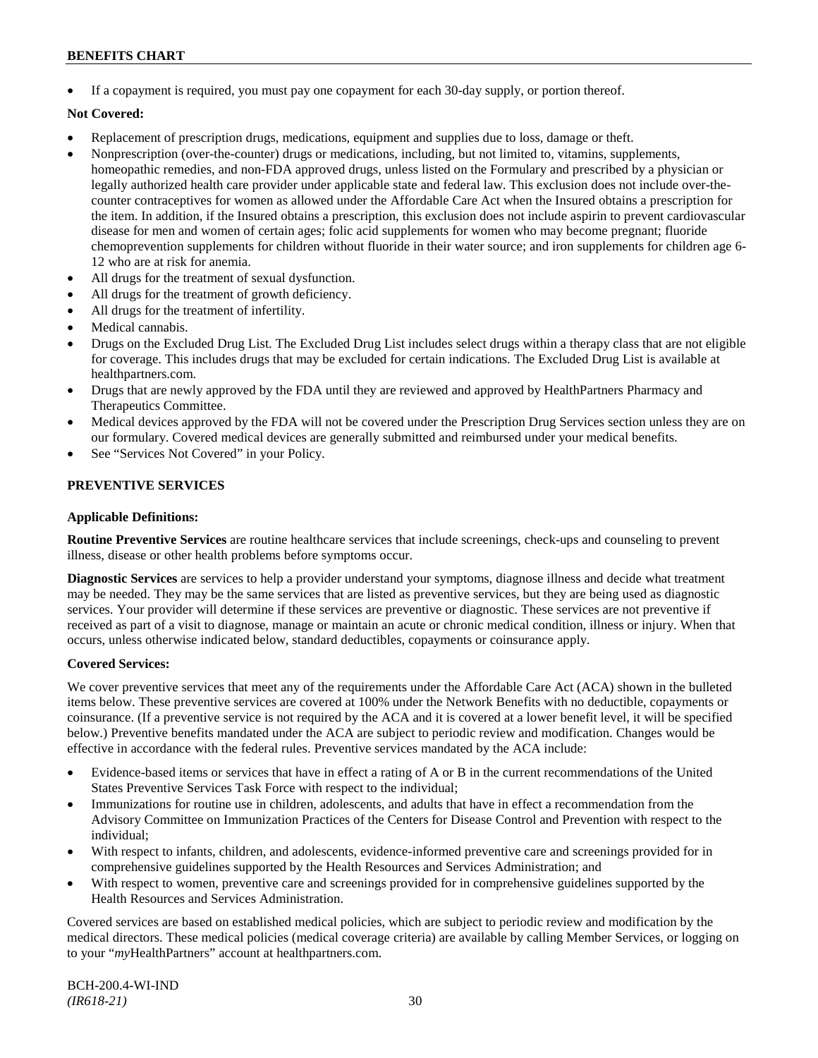- If a copayment is required, you must pay one copayment for each 30-day supply, or portion thereof.

**Not Covered:**

- Replacement of prescription drugs, medications, equipment and supplies due to loss, damage or theft.
- Nonprescription (over-the-counter) drugs or medications, including, but not limited to, vitamins, supplements, homeopathic remedies, and non-FDA approved drugs, unless listed on the Formulary and prescribed by a physician or legally authorized health care provider under applicable state and federal law. This exclusion does not include over-the-counter contraceptives for women as allowed under the Affordable Care Act when the Insured obtains a prescription for the item. In addition, if the Insured obtains a prescription, this exclusion does not include aspirin to prevent cardiovascular disease for men and women of certain ages; folic acid supplements for women who may become pregnant; fluoride chemoprevention supplements for children without fluoride in their water source; and iron supplements for children age 6-12 who are at risk for anemia.
- All drugs for the treatment of sexual dysfunction.
- All drugs for the treatment of growth deficiency.
- All drugs for the treatment of infertility.
- Medical cannabis.
- Drugs on the Excluded Drug List. The Excluded Drug List includes select drugs within a therapy class that are not eligible for coverage. This includes drugs that may be excluded for certain indications. The Excluded Drug List is available at healthpartners.com.
- Drugs that are newly approved by the FDA until they are reviewed and approved by HealthPartners Pharmacy and Therapeutics Committee.
- Medical devices approved by the FDA will not be covered under the Prescription Drug Services section unless they are on our formulary. Covered medical devices are generally submitted and reimbursed under your medical benefits.
- See "Services Not Covered" in your Policy.

## PREVENTIVE SERVICES

**Applicable Definitions:**

**Routine Preventive Services** are routine healthcare services that include screenings, check-ups and counseling to prevent illness, disease or other health problems before symptoms occur.

**Diagnostic Services** are services to help a provider understand your symptoms, diagnose illness and decide what treatment may be needed. They may be the same services that are listed as preventive services, but they are being used as diagnostic services. Your provider will determine if these services are preventive or diagnostic. These services are not preventive if received as part of a visit to diagnose, manage or maintain an acute or chronic medical condition, illness or injury. When that occurs, unless otherwise indicated below, standard deductibles, copayments or coinsurance apply.

**Covered Services:**

We cover preventive services that meet any of the requirements under the Affordable Care Act (ACA) shown in the bulleted items below. These preventive services are covered at 100% under the Network Benefits with no deductible, copayments or coinsurance. (If a preventive service is not required by the ACA and it is covered at a lower benefit level, it will be specified below.) Preventive benefits mandated under the ACA are subject to periodic review and modification. Changes would be effective in accordance with the federal rules. Preventive services mandated by the ACA include:

- Evidence-based items or services that have in effect a rating of A or B in the current recommendations of the United States Preventive Services Task Force with respect to the individual;
- Immunizations for routine use in children, adolescents, and adults that have in effect a recommendation from the Advisory Committee on Immunization Practices of the Centers for Disease Control and Prevention with respect to the individual;
- With respect to infants, children, and adolescents, evidence-informed preventive care and screenings provided for in comprehensive guidelines supported by the Health Resources and Services Administration; and
- With respect to women, preventive care and screenings provided for in comprehensive guidelines supported by the Health Resources and Services Administration.

Covered services are based on established medical policies, which are subject to periodic review and modification by the medical directors. These medical policies (medical coverage criteria) are available by calling Member Services, or logging on to your "*my*HealthPartners" account at healthpartners.com.

BCH-200.4-WI-IND
*(IR618-21)*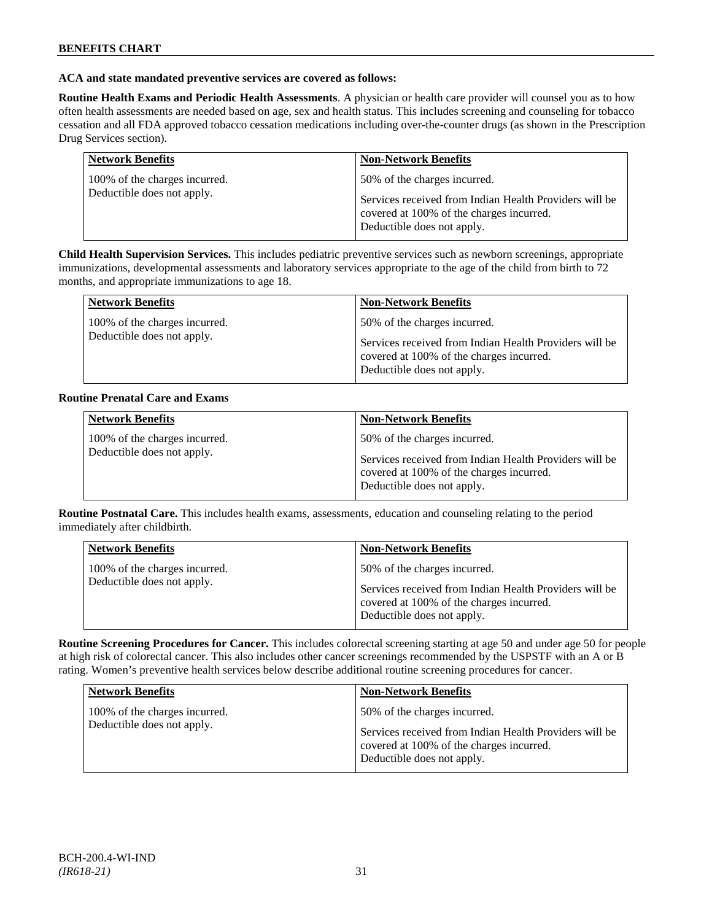**ACA and state mandated preventive services are covered as follows:**

**Routine Health Exams and Periodic Health Assessments**. A physician or health care provider will counsel you as to how often health assessments are needed based on age, sex and health status. This includes screening and counseling for tobacco cessation and all FDA approved tobacco cessation medications including over-the-counter drugs (as shown in the Prescription Drug Services section).

| Network Benefits | Non-Network Benefits |
| --- | --- |
| 100% of the charges incurred.<br>Deductible does not apply. | 50% of the charges incurred.<br><br>Services received from Indian Health Providers will be covered at 100% of the charges incurred. Deductible does not apply. |

**Child Health Supervision Services.** This includes pediatric preventive services such as newborn screenings, appropriate immunizations, developmental assessments and laboratory services appropriate to the age of the child from birth to 72 months, and appropriate immunizations to age 18.

| Network Benefits | Non-Network Benefits |
| --- | --- |
| 100% of the charges incurred.<br>Deductible does not apply. | 50% of the charges incurred.<br><br>Services received from Indian Health Providers will be covered at 100% of the charges incurred. Deductible does not apply. |

**Routine Prenatal Care and Exams**

| Network Benefits | Non-Network Benefits |
| --- | --- |
| 100% of the charges incurred.<br>Deductible does not apply. | 50% of the charges incurred.<br><br>Services received from Indian Health Providers will be covered at 100% of the charges incurred. Deductible does not apply. |

**Routine Postnatal Care.** This includes health exams, assessments, education and counseling relating to the period immediately after childbirth.

| Network Benefits | Non-Network Benefits |
| --- | --- |
| 100% of the charges incurred.<br>Deductible does not apply. | 50% of the charges incurred.<br><br>Services received from Indian Health Providers will be covered at 100% of the charges incurred. Deductible does not apply. |

**Routine Screening Procedures for Cancer.** This includes colorectal screening starting at age 50 and under age 50 for people at high risk of colorectal cancer. This also includes other cancer screenings recommended by the USPSTF with an A or B rating. Women's preventive health services below describe additional routine screening procedures for cancer.

| Network Benefits | Non-Network Benefits |
| --- | --- |
| 100% of the charges incurred.<br>Deductible does not apply. | 50% of the charges incurred.<br><br>Services received from Indian Health Providers will be covered at 100% of the charges incurred. Deductible does not apply. |

BCH-200.4-WI-IND
*(IR618-21)*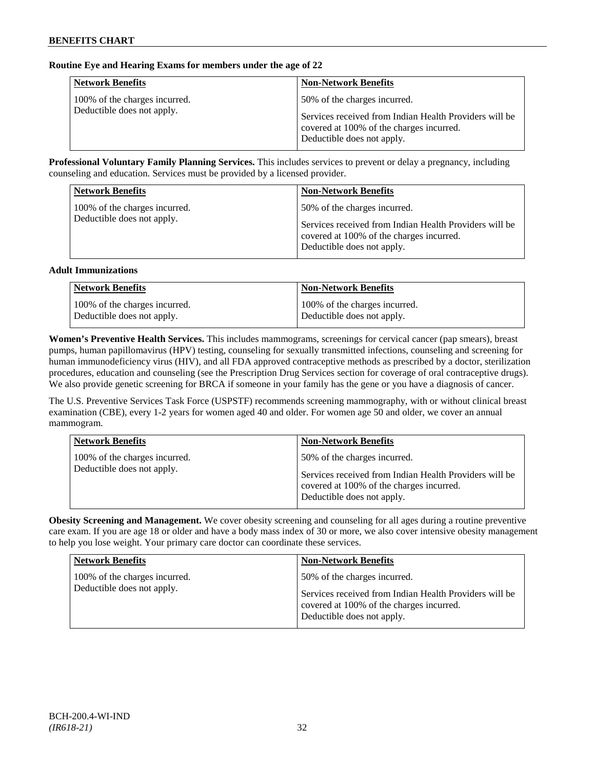**Routine Eye and Hearing Exams for members under the age of 22**

| Network Benefits | Non-Network Benefits |
|---|---|
| 100% of the charges incurred. Deductible does not apply. | 50% of the charges incurred. Services received from Indian Health Providers will be covered at 100% of the charges incurred. Deductible does not apply. |

**Professional Voluntary Family Planning Services.** This includes services to prevent or delay a pregnancy, including counseling and education. Services must be provided by a licensed provider.

| Network Benefits | Non-Network Benefits |
|---|---|
| 100% of the charges incurred. Deductible does not apply. | 50% of the charges incurred. Services received from Indian Health Providers will be covered at 100% of the charges incurred. Deductible does not apply. |

**Adult Immunizations**

| Network Benefits | Non-Network Benefits |
|---|---|
| 100% of the charges incurred. Deductible does not apply. | 100% of the charges incurred. Deductible does not apply. |

**Women's Preventive Health Services.** This includes mammograms, screenings for cervical cancer (pap smears), breast pumps, human papillomavirus (HPV) testing, counseling for sexually transmitted infections, counseling and screening for human immunodeficiency virus (HIV), and all FDA approved contraceptive methods as prescribed by a doctor, sterilization procedures, education and counseling (see the Prescription Drug Services section for coverage of oral contraceptive drugs). We also provide genetic screening for BRCA if someone in your family has the gene or you have a diagnosis of cancer.

The U.S. Preventive Services Task Force (USPSTF) recommends screening mammography, with or without clinical breast examination (CBE), every 1-2 years for women aged 40 and older. For women age 50 and older, we cover an annual mammogram.

| Network Benefits | Non-Network Benefits |
|---|---|
| 100% of the charges incurred. Deductible does not apply. | 50% of the charges incurred. Services received from Indian Health Providers will be covered at 100% of the charges incurred. Deductible does not apply. |

**Obesity Screening and Management.** We cover obesity screening and counseling for all ages during a routine preventive care exam. If you are age 18 or older and have a body mass index of 30 or more, we also cover intensive obesity management to help you lose weight. Your primary care doctor can coordinate these services.

| Network Benefits | Non-Network Benefits |
|---|---|
| 100% of the charges incurred. Deductible does not apply. | 50% of the charges incurred. Services received from Indian Health Providers will be covered at 100% of the charges incurred. Deductible does not apply. |

BCH-200.4-WI-IND
*(IR618-21)*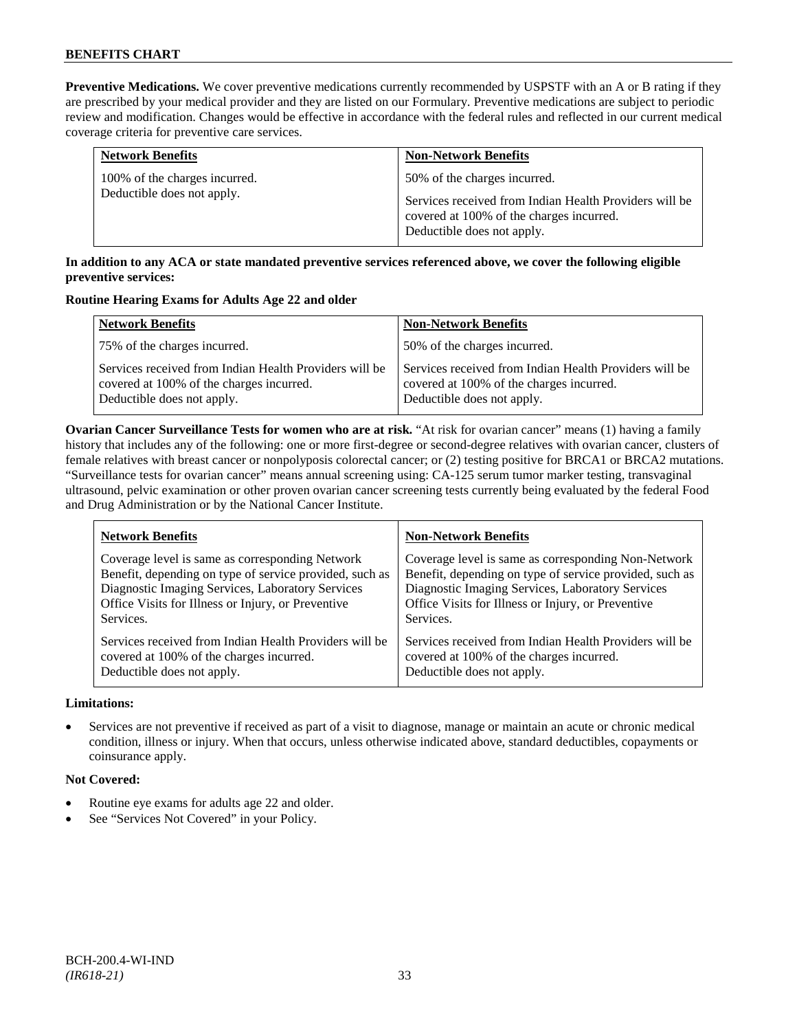**Preventive Medications.** We cover preventive medications currently recommended by USPSTF with an A or B rating if they are prescribed by your medical provider and they are listed on our Formulary. Preventive medications are subject to periodic review and modification. Changes would be effective in accordance with the federal rules and reflected in our current medical coverage criteria for preventive care services.

| Network Benefits | Non-Network Benefits |
|---|---|
| 100% of the charges incurred.<br>Deductible does not apply. | 50% of the charges incurred.<br><br>Services received from Indian Health Providers will be covered at 100% of the charges incurred.<br>Deductible does not apply. |

**In addition to any ACA or state mandated preventive services referenced above, we cover the following eligible preventive services:**

**Routine Hearing Exams for Adults Age 22 and older**

| Network Benefits | Non-Network Benefits |
|---|---|
| 75% of the charges incurred. | 50% of the charges incurred. |
| Services received from Indian Health Providers will be covered at 100% of the charges incurred.<br>Deductible does not apply. | Services received from Indian Health Providers will be covered at 100% of the charges incurred.<br>Deductible does not apply. |

**Ovarian Cancer Surveillance Tests for women who are at risk.** "At risk for ovarian cancer" means (1) having a family history that includes any of the following: one or more first-degree or second-degree relatives with ovarian cancer, clusters of female relatives with breast cancer or nonpolyposis colorectal cancer; or (2) testing positive for BRCA1 or BRCA2 mutations. "Surveillance tests for ovarian cancer" means annual screening using: CA-125 serum tumor marker testing, transvaginal ultrasound, pelvic examination or other proven ovarian cancer screening tests currently being evaluated by the federal Food and Drug Administration or by the National Cancer Institute.

| Network Benefits | Non-Network Benefits |
|---|---|
| Coverage level is same as corresponding Network Benefit, depending on type of service provided, such as Diagnostic Imaging Services, Laboratory Services Office Visits for Illness or Injury, or Preventive Services. | Coverage level is same as corresponding Non-Network Benefit, depending on type of service provided, such as Diagnostic Imaging Services, Laboratory Services Office Visits for Illness or Injury, or Preventive Services. |
| Services received from Indian Health Providers will be covered at 100% of the charges incurred.<br>Deductible does not apply. | Services received from Indian Health Providers will be covered at 100% of the charges incurred.<br>Deductible does not apply. |

**Limitations:**

- Services are not preventive if received as part of a visit to diagnose, manage or maintain an acute or chronic medical condition, illness or injury. When that occurs, unless otherwise indicated above, standard deductibles, copayments or coinsurance apply.

**Not Covered:**

- Routine eye exams for adults age 22 and older.
- See "Services Not Covered" in your Policy.

BCH-200.4-WI-IND
*(IR618-21)*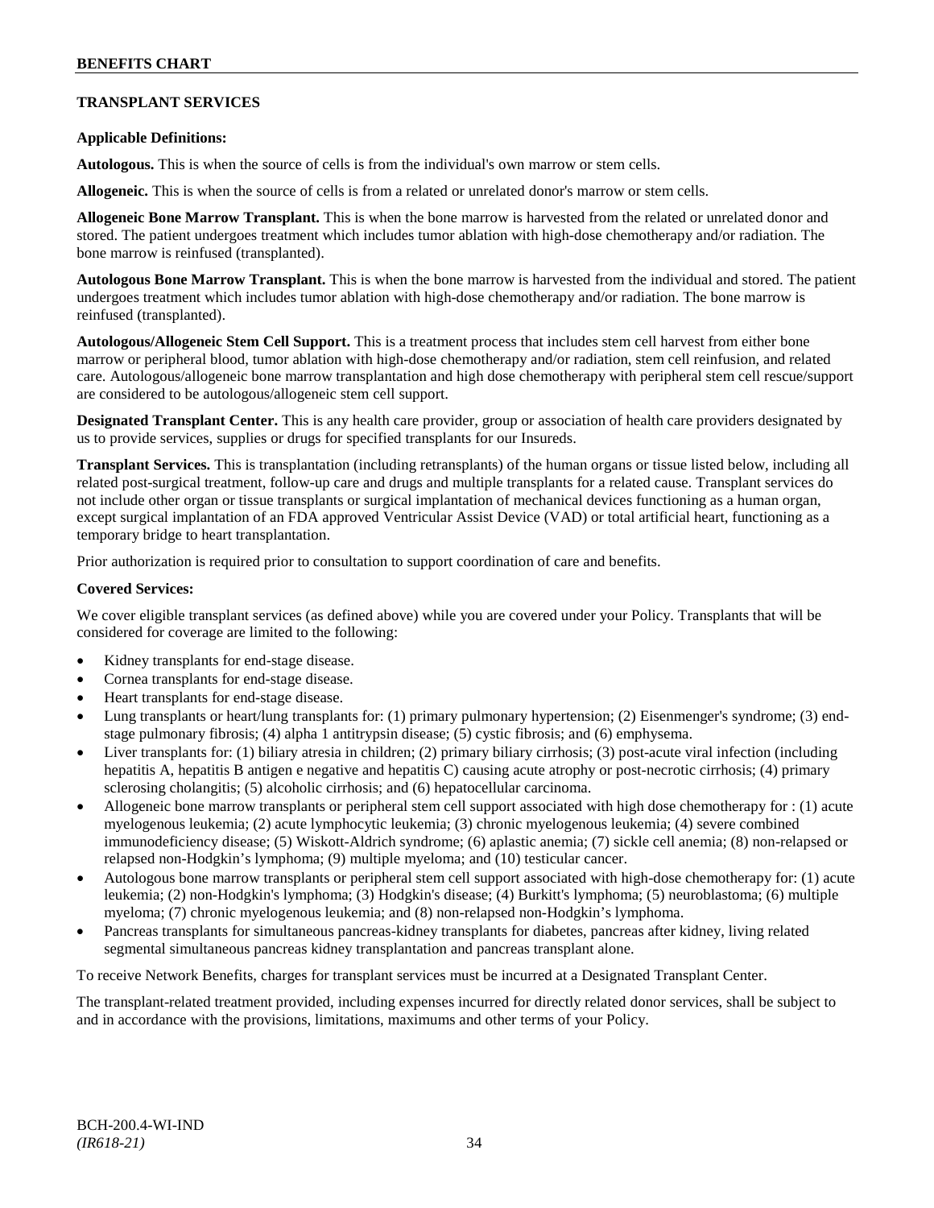## TRANSPLANT SERVICES

**Applicable Definitions:**

**Autologous.** This is when the source of cells is from the individual's own marrow or stem cells.

**Allogeneic.** This is when the source of cells is from a related or unrelated donor's marrow or stem cells.

**Allogeneic Bone Marrow Transplant.** This is when the bone marrow is harvested from the related or unrelated donor and stored. The patient undergoes treatment which includes tumor ablation with high-dose chemotherapy and/or radiation. The bone marrow is reinfused (transplanted).

**Autologous Bone Marrow Transplant.** This is when the bone marrow is harvested from the individual and stored. The patient undergoes treatment which includes tumor ablation with high-dose chemotherapy and/or radiation. The bone marrow is reinfused (transplanted).

**Autologous/Allogeneic Stem Cell Support.** This is a treatment process that includes stem cell harvest from either bone marrow or peripheral blood, tumor ablation with high-dose chemotherapy and/or radiation, stem cell reinfusion, and related care. Autologous/allogeneic bone marrow transplantation and high dose chemotherapy with peripheral stem cell rescue/support are considered to be autologous/allogeneic stem cell support.

**Designated Transplant Center.** This is any health care provider, group or association of health care providers designated by us to provide services, supplies or drugs for specified transplants for our Insureds.

**Transplant Services.** This is transplantation (including retransplants) of the human organs or tissue listed below, including all related post-surgical treatment, follow-up care and drugs and multiple transplants for a related cause. Transplant services do not include other organ or tissue transplants or surgical implantation of mechanical devices functioning as a human organ, except surgical implantation of an FDA approved Ventricular Assist Device (VAD) or total artificial heart, functioning as a temporary bridge to heart transplantation.

Prior authorization is required prior to consultation to support coordination of care and benefits.

**Covered Services:**

We cover eligible transplant services (as defined above) while you are covered under your Policy. Transplants that will be considered for coverage are limited to the following:

- Kidney transplants for end-stage disease.
- Cornea transplants for end-stage disease.
- Heart transplants for end-stage disease.
- Lung transplants or heart/lung transplants for: (1) primary pulmonary hypertension; (2) Eisenmenger's syndrome; (3) end-stage pulmonary fibrosis; (4) alpha 1 antitrypsin disease; (5) cystic fibrosis; and (6) emphysema.
- Liver transplants for: (1) biliary atresia in children; (2) primary biliary cirrhosis; (3) post-acute viral infection (including hepatitis A, hepatitis B antigen e negative and hepatitis C) causing acute atrophy or post-necrotic cirrhosis; (4) primary sclerosing cholangitis; (5) alcoholic cirrhosis; and (6) hepatocellular carcinoma.
- Allogeneic bone marrow transplants or peripheral stem cell support associated with high dose chemotherapy for : (1) acute myelogenous leukemia; (2) acute lymphocytic leukemia; (3) chronic myelogenous leukemia; (4) severe combined immunodeficiency disease; (5) Wiskott-Aldrich syndrome; (6) aplastic anemia; (7) sickle cell anemia; (8) non-relapsed or relapsed non-Hodgkin's lymphoma; (9) multiple myeloma; and (10) testicular cancer.
- Autologous bone marrow transplants or peripheral stem cell support associated with high-dose chemotherapy for: (1) acute leukemia; (2) non-Hodgkin's lymphoma; (3) Hodgkin's disease; (4) Burkitt's lymphoma; (5) neuroblastoma; (6) multiple myeloma; (7) chronic myelogenous leukemia; and (8) non-relapsed non-Hodgkin's lymphoma.
- Pancreas transplants for simultaneous pancreas-kidney transplants for diabetes, pancreas after kidney, living related segmental simultaneous pancreas kidney transplantation and pancreas transplant alone.

To receive Network Benefits, charges for transplant services must be incurred at a Designated Transplant Center.

The transplant-related treatment provided, including expenses incurred for directly related donor services, shall be subject to and in accordance with the provisions, limitations, maximums and other terms of your Policy.

BCH-200.4-WI-IND
*(IR618-21)*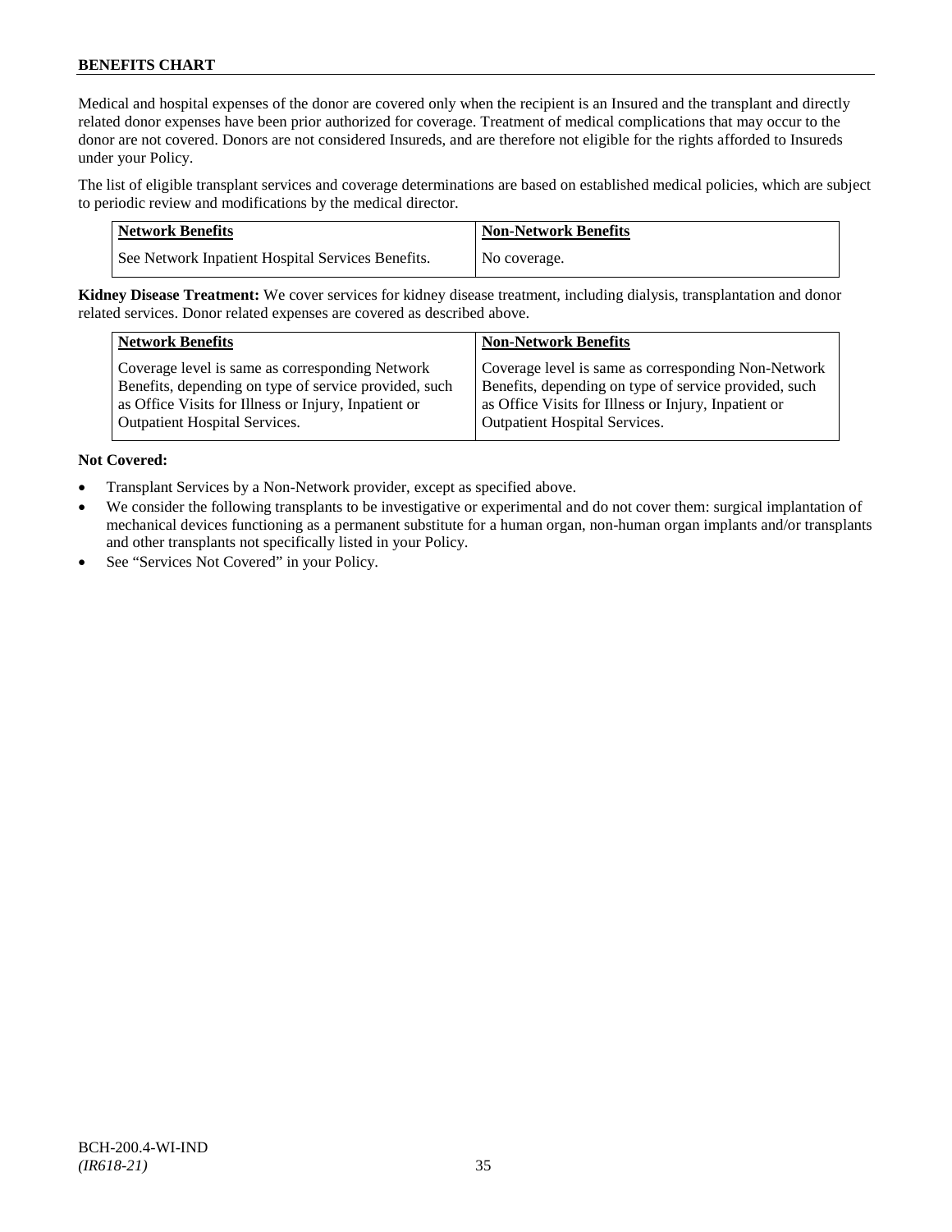Medical and hospital expenses of the donor are covered only when the recipient is an Insured and the transplant and directly related donor expenses have been prior authorized for coverage. Treatment of medical complications that may occur to the donor are not covered. Donors are not considered Insureds, and are therefore not eligible for the rights afforded to Insureds under your Policy.

The list of eligible transplant services and coverage determinations are based on established medical policies, which are subject to periodic review and modifications by the medical director.

| Network Benefits | Non-Network Benefits |
|---|---|
| See Network Inpatient Hospital Services Benefits. | No coverage. |

**Kidney Disease Treatment:** We cover services for kidney disease treatment, including dialysis, transplantation and donor related services. Donor related expenses are covered as described above.

| Network Benefits | Non-Network Benefits |
|---|---|
| Coverage level is same as corresponding Network Benefits, depending on type of service provided, such as Office Visits for Illness or Injury, Inpatient or Outpatient Hospital Services. | Coverage level is same as corresponding Non-Network Benefits, depending on type of service provided, such as Office Visits for Illness or Injury, Inpatient or Outpatient Hospital Services. |

**Not Covered:**

- Transplant Services by a Non-Network provider, except as specified above.
- We consider the following transplants to be investigative or experimental and do not cover them: surgical implantation of mechanical devices functioning as a permanent substitute for a human organ, non-human organ implants and/or transplants and other transplants not specifically listed in your Policy.
- See "Services Not Covered" in your Policy.